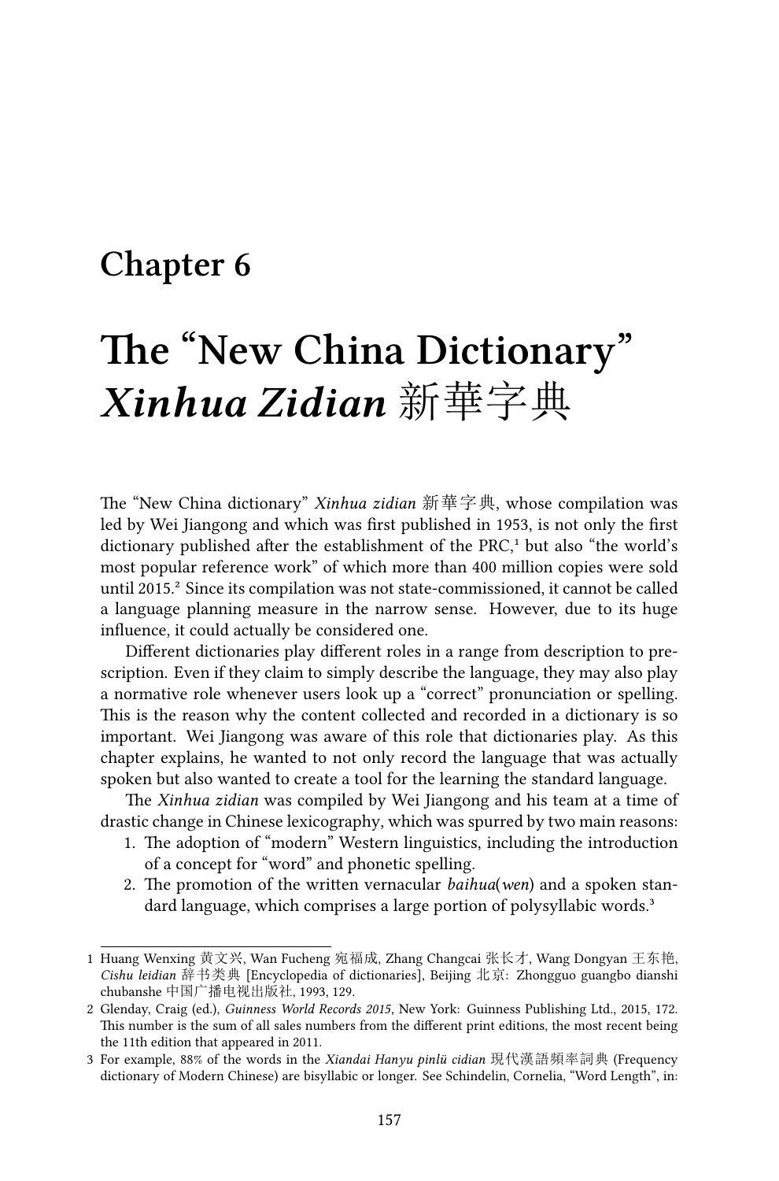# Chapter 6

# The "New China Dictionary" *Xinhua Zidian* 新華字典

The "New China dictionary" *Xinhua zidian* 新華字典, whose compilation was led by Wei Jiangong and which was first published in 1953, is not only the first dictionary published after the establishment of the PRC,[1] but also "the world's most popular reference work" of which more than 400 million copies were sold until 2015.[2] Since its compilation was not state-commissioned, it cannot be called a language planning measure in the narrow sense. However, due to its huge influence, it could actually be considered one.

Different dictionaries play different roles in a range from description to prescription. Even if they claim to simply describe the language, they may also play a normative role whenever users look up a "correct" pronunciation or spelling. This is the reason why the content collected and recorded in a dictionary is so important. Wei Jiangong was aware of this role that dictionaries play. As this chapter explains, he wanted to not only record the language that was actually spoken but also wanted to create a tool for the learning the standard language.

The *Xinhua zidian* was compiled by Wei Jiangong and his team at a time of drastic change in Chinese lexicography, which was spurred by two main reasons:

1. The adoption of "modern" Western linguistics, including the introduction of a concept for "word" and phonetic spelling.
2. The promotion of the written vernacular *baihua*(*wen*) and a spoken standard language, which comprises a large portion of polysyllabic words.[3]

---

1 Huang Wenxing 黄文兴, Wan Fucheng 宛福成, Zhang Changcai 张长才, Wang Dongyan 王东艳, *Cishu leidian* 辞书类典 [Encyclopedia of dictionaries], Beijing 北京: Zhongguo guangbo dianshi chubanshe 中国广播电视出版社, 1993, 129.

2 Glenday, Craig (ed.), *Guinness World Records 2015*, New York: Guinness Publishing Ltd., 2015, 172. This number is the sum of all sales numbers from the different print editions, the most recent being the 11th edition that appeared in 2011.

3 For example, 88% of the words in the *Xiandai Hanyu pinlü cidian* 現代漢語頻率詞典 (Frequency dictionary of Modern Chinese) are bisyllabic or longer. See Schindelin, Cornelia, "Word Length", in: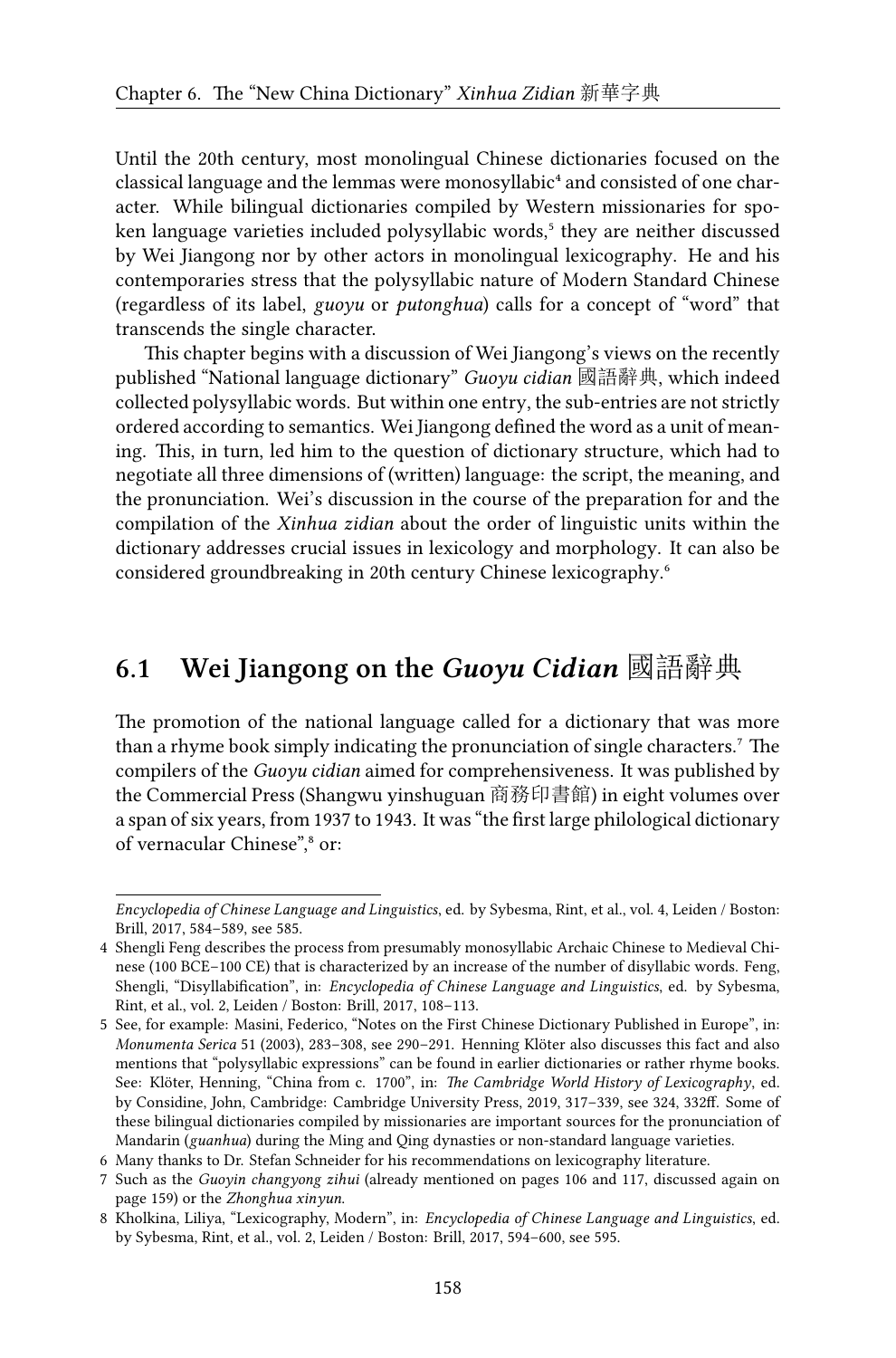Until the 20th century, most monolingual Chinese dictionaries focused on the classical language and the lemmas were monosyllabic[4] and consisted of one character. While bilingual dictionaries compiled by Western missionaries for spoken language varieties included polysyllabic words,[5] they are neither discussed by Wei Jiangong nor by other actors in monolingual lexicography. He and his contemporaries stress that the polysyllabic nature of Modern Standard Chinese (regardless of its label, *guoyu* or *putonghua*) calls for a concept of "word" that transcends the single character.

This chapter begins with a discussion of Wei Jiangong's views on the recently published "National language dictionary" *Guoyu cidian* 國語辭典, which indeed collected polysyllabic words. But within one entry, the sub-entries are not strictly ordered according to semantics. Wei Jiangong defined the word as a unit of meaning. This, in turn, led him to the question of dictionary structure, which had to negotiate all three dimensions of (written) language: the script, the meaning, and the pronunciation. Wei's discussion in the course of the preparation for and the compilation of the *Xinhua zidian* about the order of linguistic units within the dictionary addresses crucial issues in lexicology and morphology. It can also be considered groundbreaking in 20th century Chinese lexicography.[6]

## 6.1 Wei Jiangong on the *Guoyu Cidian* 國語辭典

The promotion of the national language called for a dictionary that was more than a rhyme book simply indicating the pronunciation of single characters.[7] The compilers of the *Guoyu cidian* aimed for comprehensiveness. It was published by the Commercial Press (Shangwu yinshuguan 商務印書館) in eight volumes over a span of six years, from 1937 to 1943. It was "the first large philological dictionary of vernacular Chinese",[8] or:

---

*Encyclopedia of Chinese Language and Linguistics*, ed. by Sybesma, Rint, et al., vol. 4, Leiden / Boston: Brill, 2017, 584–589, see 585.

4 Shengli Feng describes the process from presumably monosyllabic Archaic Chinese to Medieval Chinese (100 BCE–100 CE) that is characterized by an increase of the number of disyllabic words. Feng, Shengli, "Disyllabification", in: *Encyclopedia of Chinese Language and Linguistics*, ed. by Sybesma, Rint, et al., vol. 2, Leiden / Boston: Brill, 2017, 108–113.

5 See, for example: Masini, Federico, "Notes on the First Chinese Dictionary Published in Europe", in: *Monumenta Serica* 51 (2003), 283–308, see 290–291. Henning Klöter also discusses this fact and also mentions that "polysyllabic expressions" can be found in earlier dictionaries or rather rhyme books. See: Klöter, Henning, "China from c. 1700", in: *The Cambridge World History of Lexicography*, ed. by Considine, John, Cambridge: Cambridge University Press, 2019, 317–339, see 324, 332ff. Some of these bilingual dictionaries compiled by missionaries are important sources for the pronunciation of Mandarin (*guanhua*) during the Ming and Qing dynasties or non-standard language varieties.

6 Many thanks to Dr. Stefan Schneider for his recommendations on lexicography literature.

7 Such as the *Guoyin changyong zihui* (already mentioned on pages 106 and 117, discussed again on page 159) or the *Zhonghua xinyun*.

8 Kholkina, Liliya, "Lexicography, Modern", in: *Encyclopedia of Chinese Language and Linguistics*, ed. by Sybesma, Rint, et al., vol. 2, Leiden / Boston: Brill, 2017, 594–600, see 595.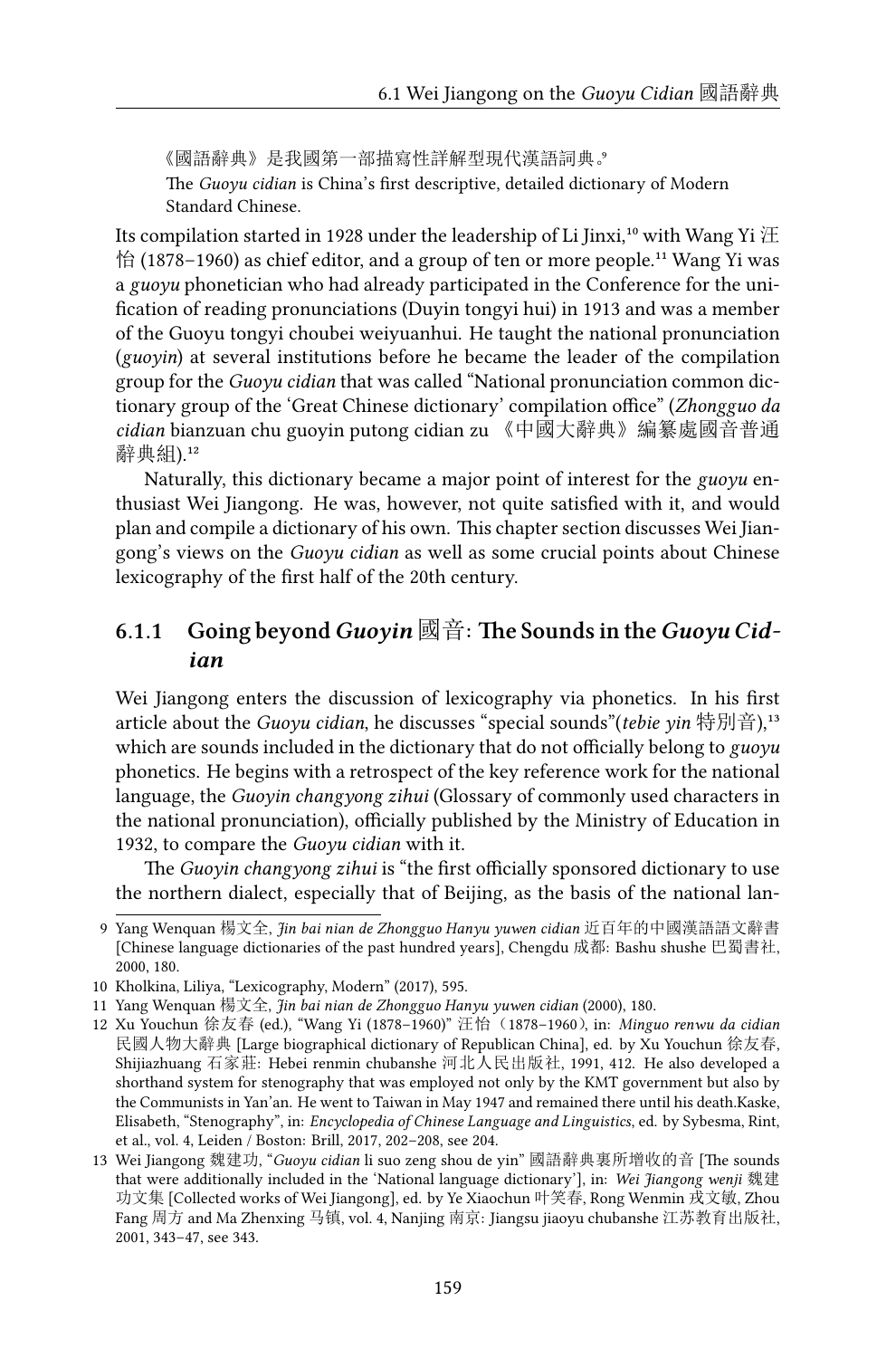《國語辭典》是我國第一部描寫性詳解型現代漢語詞典。[9]

The *Guoyu cidian* is China's first descriptive, detailed dictionary of Modern Standard Chinese.

Its compilation started in 1928 under the leadership of Li Jinxi,[10] with Wang Yi 汪怡 (1878–1960) as chief editor, and a group of ten or more people.[11] Wang Yi was a *guoyu* phonetician who had already participated in the Conference for the unification of reading pronunciations (Duyin tongyi hui) in 1913 and was a member of the Guoyu tongyi choubei weiyuanhui. He taught the national pronunciation (*guoyin*) at several institutions before he became the leader of the compilation group for the *Guoyu cidian* that was called "National pronunciation common dictionary group of the 'Great Chinese dictionary' compilation office" (*Zhongguo da cidian* bianzuan chu guoyin putong cidian zu 《中國大辭典》編纂處國音普通辭典組).[12]

Naturally, this dictionary became a major point of interest for the *guoyu* enthusiast Wei Jiangong. He was, however, not quite satisfied with it, and would plan and compile a dictionary of his own. This chapter section discusses Wei Jiangong's views on the *Guoyu cidian* as well as some crucial points about Chinese lexicography of the first half of the 20th century.

### 6.1.1 Going beyond *Guoyin* 國音: The Sounds in the *Guoyu Cidian*

Wei Jiangong enters the discussion of lexicography via phonetics. In his first article about the *Guoyu cidian*, he discusses "special sounds"(*tebie yin* 特別音),[13] which are sounds included in the dictionary that do not officially belong to *guoyu* phonetics. He begins with a retrospect of the key reference work for the national language, the *Guoyin changyong zihui* (Glossary of commonly used characters in the national pronunciation), officially published by the Ministry of Education in 1932, to compare the *Guoyu cidian* with it.

The *Guoyin changyong zihui* is "the first officially sponsored dictionary to use the northern dialect, especially that of Beijing, as the basis of the national lan-

---

9 Yang Wenquan 楊文全, *Jin bai nian de Zhongguo Hanyu yuwen cidian* 近百年的中國漢語語文辭書 [Chinese language dictionaries of the past hundred years], Chengdu 成都: Bashu shushe 巴蜀書社, 2000, 180.

10 Kholkina, Liliya, "Lexicography, Modern" (2017), 595.

11 Yang Wenquan 楊文全, *Jin bai nian de Zhongguo Hanyu yuwen cidian* (2000), 180.

12 Xu Youchun 徐友春 (ed.), "Wang Yi (1878–1960)" 汪怡（1878–1960）, in: *Minguo renwu da cidian* 民國人物大辭典 [Large biographical dictionary of Republican China], ed. by Xu Youchun 徐友春, Shijiazhuang 石家莊: Hebei renmin chubanshe 河北人民出版社, 1991, 412. He also developed a shorthand system for stenography that was employed not only by the KMT government but also by the Communists in Yan'an. He went to Taiwan in May 1947 and remained there until his death.Kaske, Elisabeth, "Stenography", in: *Encyclopedia of Chinese Language and Linguistics*, ed. by Sybesma, Rint, et al., vol. 4, Leiden / Boston: Brill, 2017, 202–208, see 204.

13 Wei Jiangong 魏建功, "*Guoyu cidian* li suo zeng shou de yin" 國語辭典裏所增收的音 [The sounds that were additionally included in the 'National language dictionary'], in: *Wei Jiangong wenji* 魏建功文集 [Collected works of Wei Jiangong], ed. by Ye Xiaochun 叶笑春, Rong Wenmin 戎文敏, Zhou Fang 周方 and Ma Zhenxing 马镇, vol. 4, Nanjing 南京: Jiangsu jiaoyu chubanshe 江苏教育出版社, 2001, 343–47, see 343.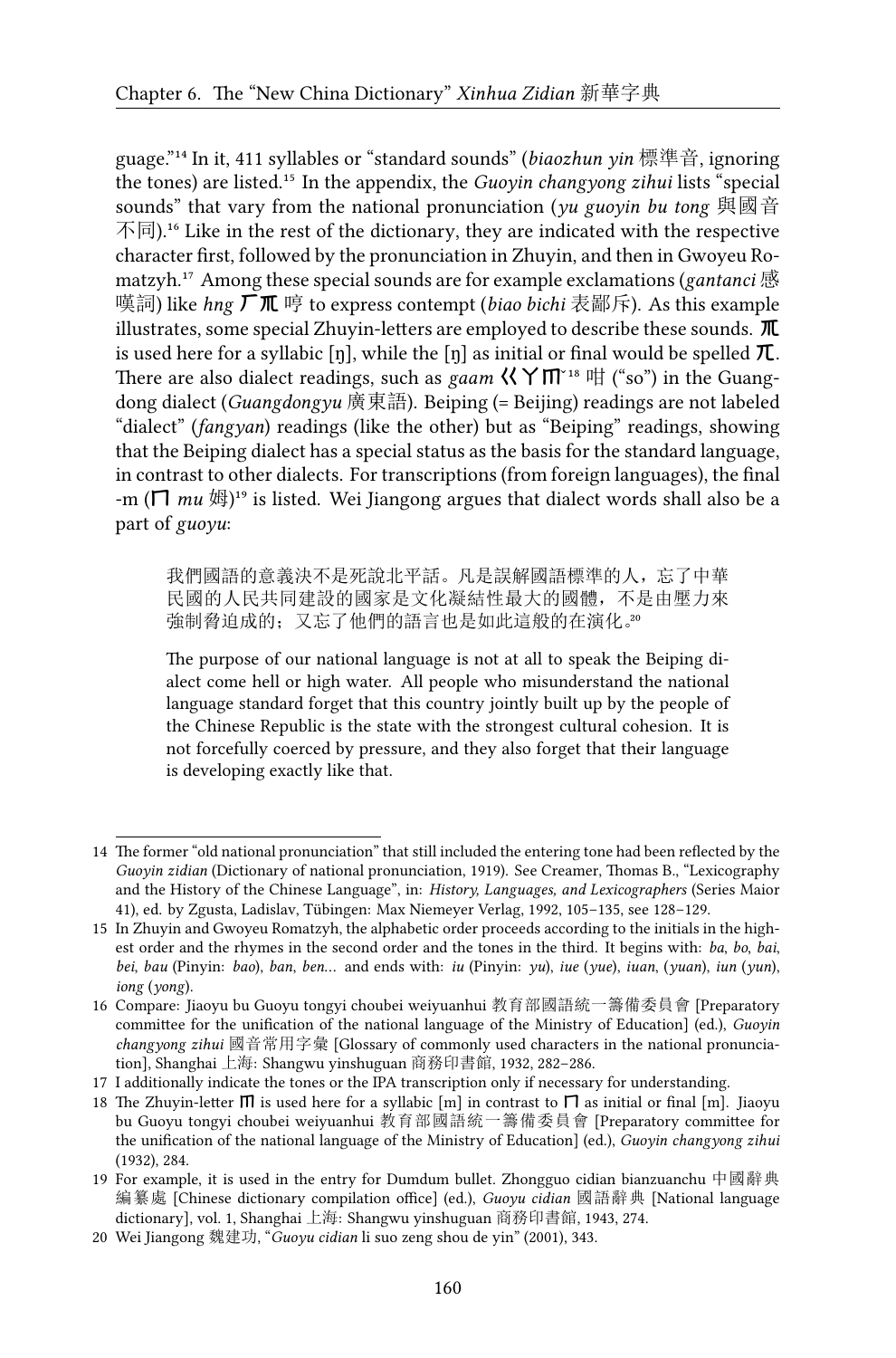guage."[14] In it, 411 syllables or "standard sounds" (*biaozhun yin* 標準音, ignoring the tones) are listed.[15] In the appendix, the *Guoyin changyong zihui* lists "special sounds" that vary from the national pronunciation (*yu guoyin bu tong* 與國音不同).[16] Like in the rest of the dictionary, they are indicated with the respective character first, followed by the pronunciation in Zhuyin, and then in Gwoyeu Romatzyh.[17] Among these special sounds are for example exclamations (*gantanci* 感嘆詞) like *hng* ㄏㄫ 哼 to express contempt (*biao bichi* 表鄙斥). As this example illustrates, some special Zhuyin-letters are employed to describe these sounds. ㄫ is used here for a syllabic [ŋ], while the [ŋ] as initial or final would be spelled ㄫ. There are also dialect readings, such as *gaam* ㄍㄚㄇˇ[18] 咁 ("so") in the Guangdong dialect (*Guangdongyu* 廣東語). Beiping (= Beijing) readings are not labeled "dialect" (*fangyan*) readings (like the other) but as "Beiping" readings, showing that the Beiping dialect has a special status as the basis for the standard language, in contrast to other dialects. For transcriptions (from foreign languages), the final -m (ㄇ *mu* 姆)[19] is listed. Wei Jiangong argues that dialect words shall also be a part of *guoyu*:

> 我們國語的意義決不是死說北平話。凡是誤解國語標準的人，忘了中華民國的人民共同建設的國家是文化凝結性最大的國體，不是由壓力來強制脅迫成的；又忘了他們的語言也是如此這般的在演化。[20]
>
> The purpose of our national language is not at all to speak the Beiping dialect come hell or high water. All people who misunderstand the national language standard forget that this country jointly built up by the people of the Chinese Republic is the state with the strongest cultural cohesion. It is not forcefully coerced by pressure, and they also forget that their language is developing exactly like that.

---

14 The former "old national pronunciation" that still included the entering tone had been reflected by the *Guoyin zidian* (Dictionary of national pronunciation, 1919). See Creamer, Thomas B., "Lexicography and the History of the Chinese Language", in: *History, Languages, and Lexicographers* (Series Maior 41), ed. by Zgusta, Ladislav, Tübingen: Max Niemeyer Verlag, 1992, 105–135, see 128–129.

15 In Zhuyin and Gwoyeu Romatzyh, the alphabetic order proceeds according to the initials in the highest order and the rhymes in the second order and the tones in the third. It begins with: *ba*, *bo*, *bai*, *bei*, *bau* (Pinyin: *bao*), *ban*, *ben*... and ends with: *iu* (Pinyin: *yu*), *iue* (*yue*), *iuan*, (*yuan*), *iun* (*yun*), *iong* (*yong*).

16 Compare: Jiaoyu bu Guoyu tongyi choubei weiyuanhui 教育部國語統一籌備委員會 [Preparatory committee for the unification of the national language of the Ministry of Education] (ed.), *Guoyin changyong zihui* 國音常用字彙 [Glossary of commonly used characters in the national pronunciation], Shanghai 上海: Shangwu yinshuguan 商務印書館, 1932, 282–286.

17 I additionally indicate the tones or the IPA transcription only if necessary for understanding.

18 The Zhuyin-letter ㄇ is used here for a syllabic [m] in contrast to ㄇ as initial or final [m]. Jiaoyu bu Guoyu tongyi choubei weiyuanhui 教育部國語統一籌備委員會 [Preparatory committee for the unification of the national language of the Ministry of Education] (ed.), *Guoyin changyong zihui* (1932), 284.

19 For example, it is used in the entry for Dumdum bullet. Zhongguo cidian bianzuanchu 中國辭典編纂處 [Chinese dictionary compilation office] (ed.), *Guoyu cidian* 國語辭典 [National language dictionary], vol. 1, Shanghai 上海: Shangwu yinshuguan 商務印書館, 1943, 274.

20 Wei Jiangong 魏建功, "*Guoyu cidian* li suo zeng shou de yin" (2001), 343.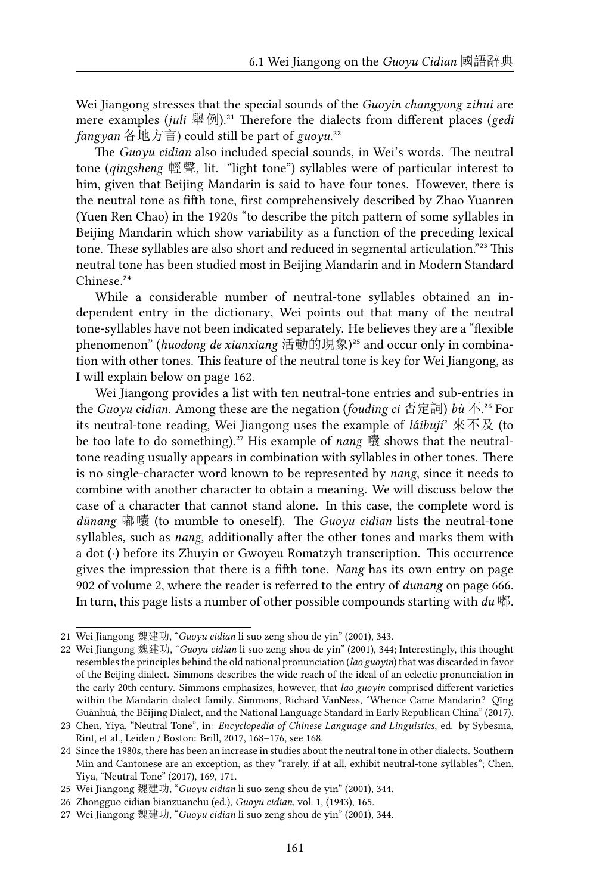Wei Jiangong stresses that the special sounds of the *Guoyin changyong zihui* are mere examples (*juli* 舉例).[21] Therefore the dialects from different places (*gedi fangyan* 各地方言) could still be part of *guoyu*.[22]

The *Guoyu cidian* also included special sounds, in Wei's words. The neutral tone (*qingsheng* 輕聲, lit. "light tone") syllables were of particular interest to him, given that Beijing Mandarin is said to have four tones. However, there is the neutral tone as fifth tone, first comprehensively described by Zhao Yuanren (Yuen Ren Chao) in the 1920s "to describe the pitch pattern of some syllables in Beijing Mandarin which show variability as a function of the preceding lexical tone. These syllables are also short and reduced in segmental articulation."[23] This neutral tone has been studied most in Beijing Mandarin and in Modern Standard Chinese.[24]

While a considerable number of neutral-tone syllables obtained an independent entry in the dictionary, Wei points out that many of the neutral tone-syllables have not been indicated separately. He believes they are a "flexible phenomenon" (*huodong de xianxiang* 活動的現象)[25] and occur only in combination with other tones. This feature of the neutral tone is key for Wei Jiangong, as I will explain below on page 162.

Wei Jiangong provides a list with ten neutral-tone entries and sub-entries in the *Guoyu cidian*. Among these are the negation (*fouding ci* 否定詞) *bù* 不.[26] For its neutral-tone reading, Wei Jiangong uses the example of *láibují'* 來不及 (to be too late to do something).[27] His example of *nang* 囔 shows that the neutral-tone reading usually appears in combination with syllables in other tones. There is no single-character word known to be represented by *nang*, since it needs to combine with another character to obtain a meaning. We will discuss below the case of a character that cannot stand alone. In this case, the complete word is *dūnang* 嘟囔 (to mumble to oneself). The *Guoyu cidian* lists the neutral-tone syllables, such as *nang*, additionally after the other tones and marks them with a dot (·) before its Zhuyin or Gwoyeu Romatzyh transcription. This occurrence gives the impression that there is a fifth tone. *Nang* has its own entry on page 902 of volume 2, where the reader is referred to the entry of *dunang* on page 666. In turn, this page lists a number of other possible compounds starting with *du* 嘟.

---

21 Wei Jiangong 魏建功, "*Guoyu cidian* li suo zeng shou de yin" (2001), 343.

22 Wei Jiangong 魏建功, "*Guoyu cidian* li suo zeng shou de yin" (2001), 344; Interestingly, this thought resembles the principles behind the old national pronunciation (*lao guoyin*) that was discarded in favor of the Beijing dialect. Simmons describes the wide reach of the ideal of an eclectic pronunciation in the early 20th century. Simmons emphasizes, however, that *lao guoyin* comprised different varieties within the Mandarin dialect family. Simmons, Richard VanNess, "Whence Came Mandarin? Qīng Guānhuà, the Běijīng Dialect, and the National Language Standard in Early Republican China" (2017).

23 Chen, Yiya, "Neutral Tone", in: *Encyclopedia of Chinese Language and Linguistics*, ed. by Sybesma, Rint, et al., Leiden / Boston: Brill, 2017, 168–176, see 168.

24 Since the 1980s, there has been an increase in studies about the neutral tone in other dialects. Southern Min and Cantonese are an exception, as they "rarely, if at all, exhibit neutral-tone syllables"; Chen, Yiya, "Neutral Tone" (2017), 169, 171.

25 Wei Jiangong 魏建功, "*Guoyu cidian* li suo zeng shou de yin" (2001), 344.

26 Zhongguo cidian bianzuanchu (ed.), *Guoyu cidian*, vol. 1, (1943), 165.

27 Wei Jiangong 魏建功, "*Guoyu cidian* li suo zeng shou de yin" (2001), 344.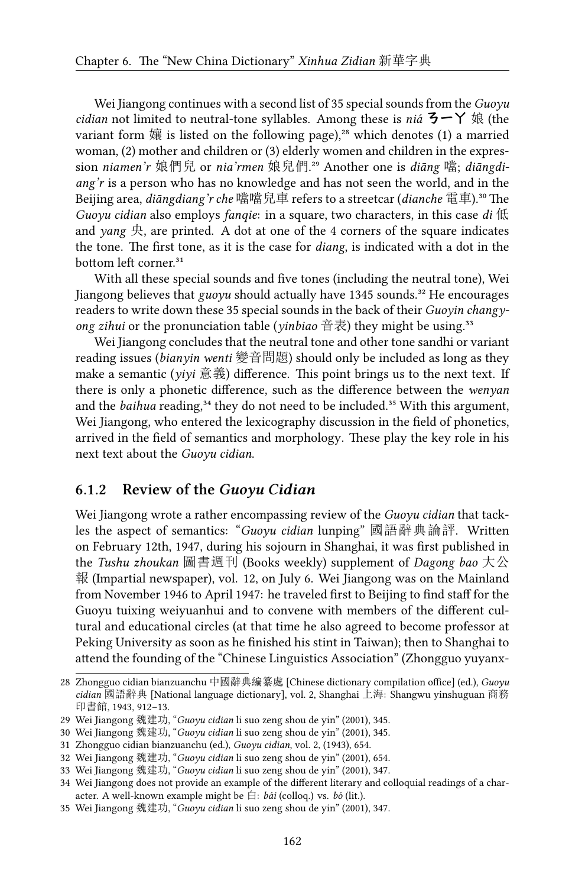Wei Jiangong continues with a second list of 35 special sounds from the *Guoyu cidian* not limited to neutral-tone syllables. Among these is *niá* ㄋㄧㄚ 娘 (the variant form 孃 is listed on the following page),[28] which denotes (1) a married woman, (2) mother and children or (3) elderly women and children in the expression *niamen'r* 娘們兒 or *nia'rmen* 娘兒們.[29] Another one is *diāng* 噹; *diāngdiang'r* is a person who has no knowledge and has not seen the world, and in the Beijing area, *diāngdiang'r che* 噹噹兒車 refers to a streetcar (*dianche* 電車).[30] The *Guoyu cidian* also employs *fanqie*: in a square, two characters, in this case *di* 低 and *yang* 央, are printed. A dot at one of the 4 corners of the square indicates the tone. The first tone, as it is the case for *diang*, is indicated with a dot in the bottom left corner.[31]

With all these special sounds and five tones (including the neutral tone), Wei Jiangong believes that *guoyu* should actually have 1345 sounds.[32] He encourages readers to write down these 35 special sounds in the back of their *Guoyin changyong zihui* or the pronunciation table (*yinbiao* 音表) they might be using.[33]

Wei Jiangong concludes that the neutral tone and other tone sandhi or variant reading issues (*bianyin wenti* 變音問題) should only be included as long as they make a semantic (*yiyi* 意義) difference. This point brings us to the next text. If there is only a phonetic difference, such as the difference between the *wenyan* and the *baihua* reading,[34] they do not need to be included.[35] With this argument, Wei Jiangong, who entered the lexicography discussion in the field of phonetics, arrived in the field of semantics and morphology. These play the key role in his next text about the *Guoyu cidian*.

### 6.1.2 Review of the *Guoyu Cidian*

Wei Jiangong wrote a rather encompassing review of the *Guoyu cidian* that tackles the aspect of semantics: "*Guoyu cidian* lunping" 國語辭典論評. Written on February 12th, 1947, during his sojourn in Shanghai, it was first published in the *Tushu zhoukan* 圖書週刊 (Books weekly) supplement of *Dagong bao* 大公報 (Impartial newspaper), vol. 12, on July 6. Wei Jiangong was on the Mainland from November 1946 to April 1947: he traveled first to Beijing to find staff for the Guoyu tuixing weiyuanhui and to convene with members of the different cultural and educational circles (at that time he also agreed to become professor at Peking University as soon as he finished his stint in Taiwan); then to Shanghai to attend the founding of the "Chinese Linguistics Association" (Zhongguo yuyanx-

---

28 Zhongguo cidian bianzuanchu 中國辭典編纂處 [Chinese dictionary compilation office] (ed.), *Guoyu cidian* 國語辭典 [National language dictionary], vol. 2, Shanghai 上海: Shangwu yinshuguan 商務印書館, 1943, 912–13.

29 Wei Jiangong 魏建功, "*Guoyu cidian* li suo zeng shou de yin" (2001), 345.

30 Wei Jiangong 魏建功, "*Guoyu cidian* li suo zeng shou de yin" (2001), 345.

31 Zhongguo cidian bianzuanchu (ed.), *Guoyu cidian*, vol. 2, (1943), 654.

32 Wei Jiangong 魏建功, "*Guoyu cidian* li suo zeng shou de yin" (2001), 654.

33 Wei Jiangong 魏建功, "*Guoyu cidian* li suo zeng shou de yin" (2001), 347.

34 Wei Jiangong does not provide an example of the different literary and colloquial readings of a character. A well-known example might be 白: *bái* (colloq.) vs. *bó* (lit.).

35 Wei Jiangong 魏建功, "*Guoyu cidian* li suo zeng shou de yin" (2001), 347.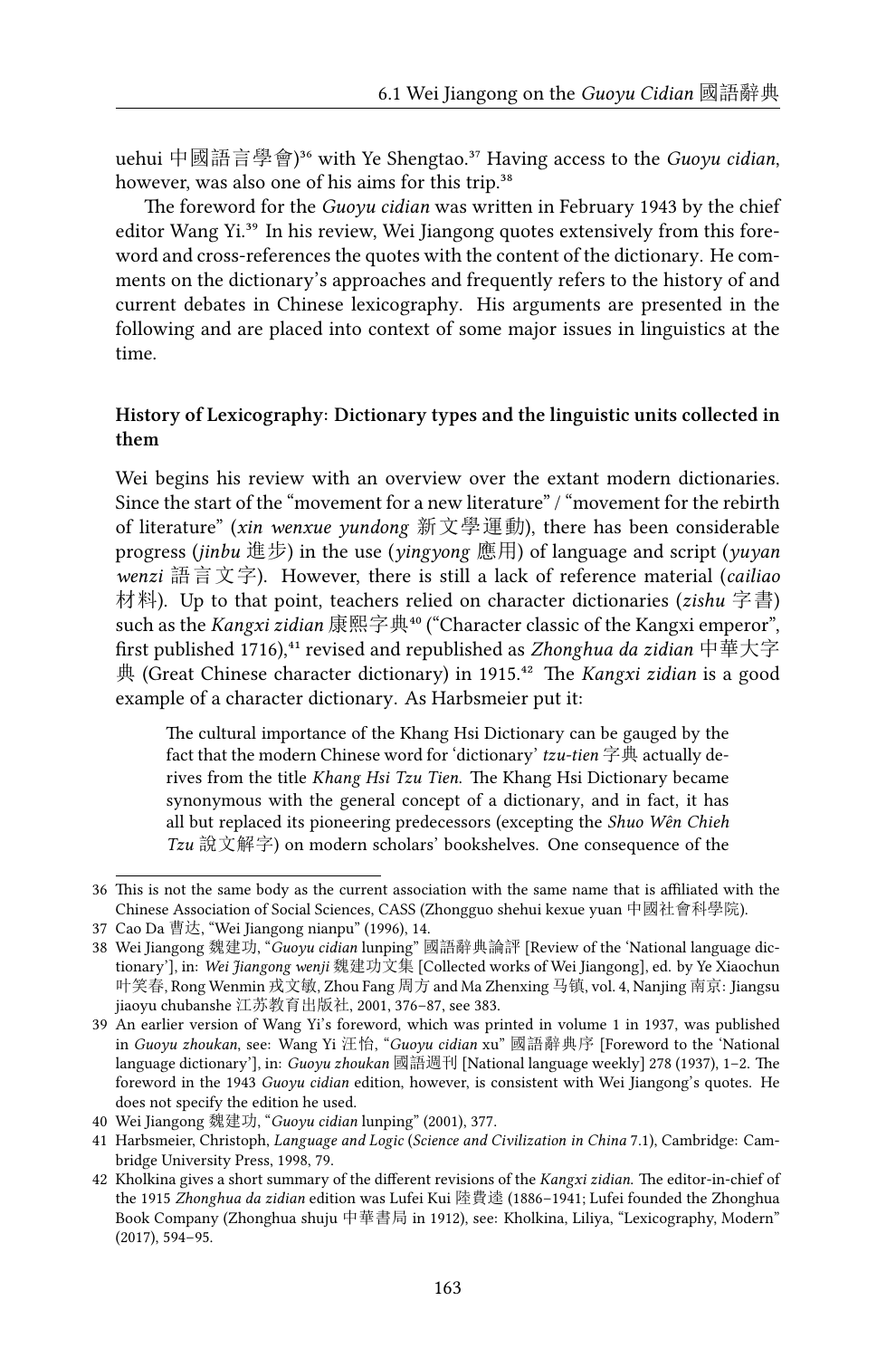uehui 中國語言學會)[36] with Ye Shengtao.[37] Having access to the *Guoyu cidian*, however, was also one of his aims for this trip.[38]

The foreword for the *Guoyu cidian* was written in February 1943 by the chief editor Wang Yi.[39] In his review, Wei Jiangong quotes extensively from this foreword and cross-references the quotes with the content of the dictionary. He comments on the dictionary's approaches and frequently refers to the history of and current debates in Chinese lexicography. His arguments are presented in the following and are placed into context of some major issues in linguistics at the time.

**History of Lexicography: Dictionary types and the linguistic units collected in them**

Wei begins his review with an overview over the extant modern dictionaries. Since the start of the "movement for a new literature" / "movement for the rebirth of literature" (*xin wenxue yundong* 新文學運動), there has been considerable progress (*jinbu* 進步) in the use (*yingyong* 應用) of language and script (*yuyan wenzi* 語言文字). However, there is still a lack of reference material (*cailiao* 材料). Up to that point, teachers relied on character dictionaries (*zishu* 字書) such as the *Kangxi zidian* 康熙字典[40] ("Character classic of the Kangxi emperor", first published 1716),[41] revised and republished as *Zhonghua da zidian* 中華大字典 (Great Chinese character dictionary) in 1915.[42] The *Kangxi zidian* is a good example of a character dictionary. As Harbsmeier put it:

> The cultural importance of the Khang Hsi Dictionary can be gauged by the fact that the modern Chinese word for 'dictionary' *tzu-tien* 字典 actually derives from the title *Khang Hsi Tzu Tien*. The Khang Hsi Dictionary became synonymous with the general concept of a dictionary, and in fact, it has all but replaced its pioneering predecessors (excepting the *Shuo Wên Chieh Tzu* 說文解字) on modern scholars' bookshelves. One consequence of the

---

36 This is not the same body as the current association with the same name that is affiliated with the Chinese Association of Social Sciences, CASS (Zhongguo shehui kexue yuan 中國社會科學院).

37 Cao Da 曹达, "Wei Jiangong nianpu" (1996), 14.

38 Wei Jiangong 魏建功, "*Guoyu cidian* lunping" 國語辭典論評 [Review of the 'National language dictionary'], in: *Wei Jiangong wenji* 魏建功文集 [Collected works of Wei Jiangong], ed. by Ye Xiaochun 叶笑春, Rong Wenmin 戎文敏, Zhou Fang 周方 and Ma Zhenxing 马镇, vol. 4, Nanjing 南京: Jiangsu jiaoyu chubanshe 江苏教育出版社, 2001, 376–87, see 383.

39 An earlier version of Wang Yi's foreword, which was printed in volume 1 in 1937, was published in *Guoyu zhoukan*, see: Wang Yi 汪怡, "*Guoyu cidian* xu" 國語辭典序 [Foreword to the 'National language dictionary'], in: *Guoyu zhoukan* 國語週刊 [National language weekly] 278 (1937), 1–2. The foreword in the 1943 *Guoyu cidian* edition, however, is consistent with Wei Jiangong's quotes. He does not specify the edition he used.

40 Wei Jiangong 魏建功, "*Guoyu cidian* lunping" (2001), 377.

41 Harbsmeier, Christoph, *Language and Logic* (*Science and Civilization in China* 7.1), Cambridge: Cambridge University Press, 1998, 79.

42 Kholkina gives a short summary of the different revisions of the *Kangxi zidian*. The editor-in-chief of the 1915 *Zhonghua da zidian* edition was Lufei Kui 陸費逵 (1886–1941; Lufei founded the Zhonghua Book Company (Zhonghua shuju 中華書局 in 1912), see: Kholkina, Liliya, "Lexicography, Modern" (2017), 594–95.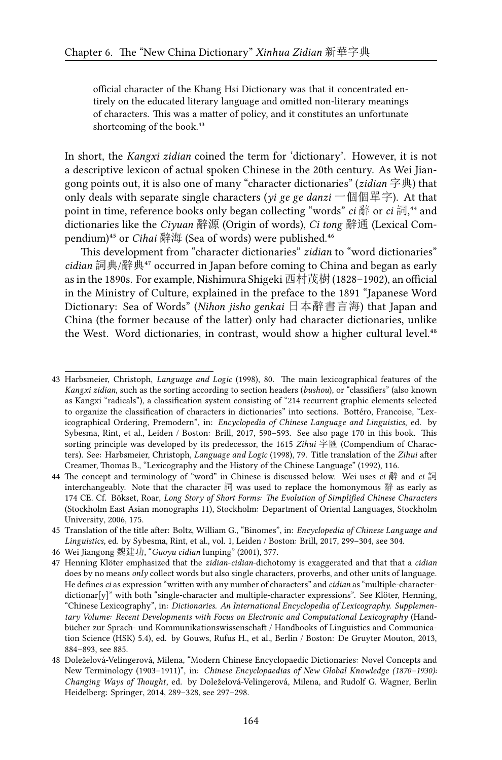official character of the Khang Hsi Dictionary was that it concentrated entirely on the educated literary language and omitted non-literary meanings of characters. This was a matter of policy, and it constitutes an unfortunate shortcoming of the book.[43]

In short, the *Kangxi zidian* coined the term for 'dictionary'. However, it is not a descriptive lexicon of actual spoken Chinese in the 20th century. As Wei Jiangong points out, it is also one of many "character dictionaries" (*zidian* 字典) that only deals with separate single characters (*yi ge ge danzi* 一個個單字). At that point in time, reference books only began collecting "words" *ci* 辭 or *ci* 詞,[44] and dictionaries like the *Ciyuan* 辭源 (Origin of words), *Ci tong* 辭通 (Lexical Compendium)[45] or *Cihai* 辭海 (Sea of words) were published.[46]

This development from "character dictionaries" *zidian* to "word dictionaries" *cidian* 詞典/辭典[47] occurred in Japan before coming to China and began as early as in the 1890s. For example, Nishimura Shigeki 西村茂樹 (1828–1902), an official in the Ministry of Culture, explained in the preface to the 1891 "Japanese Word Dictionary: Sea of Words" (*Nihon jisho genkai* 日本辭書言海) that Japan and China (the former because of the latter) only had character dictionaries, unlike the West. Word dictionaries, in contrast, would show a higher cultural level.[48]

---

43 Harbsmeier, Christoph, *Language and Logic* (1998), 80. The main lexicographical features of the *Kangxi zidian*, such as the sorting according to section headers (*bushou*), or "classifiers" (also known as Kangxi "radicals"), a classification system consisting of "214 recurrent graphic elements selected to organize the classification of characters in dictionaries" into sections. Bottéro, Francoise, "Lexicographical Ordering, Premodern", in: *Encyclopedia of Chinese Language and Linguistics*, ed. by Sybesma, Rint, et al., Leiden / Boston: Brill, 2017, 590–593. See also page 170 in this book. This sorting principle was developed by its predecessor, the 1615 *Zihui* 字匯 (Compendium of Characters). See: Harbsmeier, Christoph, *Language and Logic* (1998), 79. Title translation of the *Zihui* after Creamer, Thomas B., "Lexicography and the History of the Chinese Language" (1992), 116.

44 The concept and terminology of "word" in Chinese is discussed below. Wei uses *ci* 辭 and *ci* 詞 interchangeably. Note that the character 詞 was used to replace the homonymous 辭 as early as 174 CE. Cf. Bökset, Roar, *Long Story of Short Forms: The Evolution of Simplified Chinese Characters* (Stockholm East Asian monographs 11), Stockholm: Department of Oriental Languages, Stockholm University, 2006, 175.

45 Translation of the title after: Boltz, William G., "Binomes", in: *Encyclopedia of Chinese Language and Linguistics*, ed. by Sybesma, Rint, et al., vol. 1, Leiden / Boston: Brill, 2017, 299–304, see 304.

46 Wei Jiangong 魏建功, "*Guoyu cidian* lunping" (2001), 377.

47 Henning Klöter emphasized that the *zidian*-*cidian*-dichotomy is exaggerated and that that a *cidian* does by no means *only* collect words but also single characters, proverbs, and other units of language. He defines *ci* as expression "written with any number of characters" and *cidian* as "multiple-character-dictionar[y]" with both "single-character and multiple-character expressions". See Klöter, Henning, "Chinese Lexicography", in: *Dictionaries. An International Encyclopedia of Lexicography. Supplementary Volume: Recent Developments with Focus on Electronic and Computational Lexicography* (Handbücher zur Sprach- und Kommunikationswissenschaft / Handbooks of Linguistics and Communication Science (HSK) 5.4), ed. by Gouws, Rufus H., et al., Berlin / Boston: De Gruyter Mouton, 2013, 884–893, see 885.

48 Doleželová-Velingerová, Milena, "Modern Chinese Encyclopaedic Dictionaries: Novel Concepts and New Terminology (1903–1911)", in: *Chinese Encyclopaedias of New Global Knowledge (1870–1930): Changing Ways of Thought*, ed. by Doleželová-Velingerová, Milena, and Rudolf G. Wagner, Berlin Heidelberg: Springer, 2014, 289–328, see 297–298.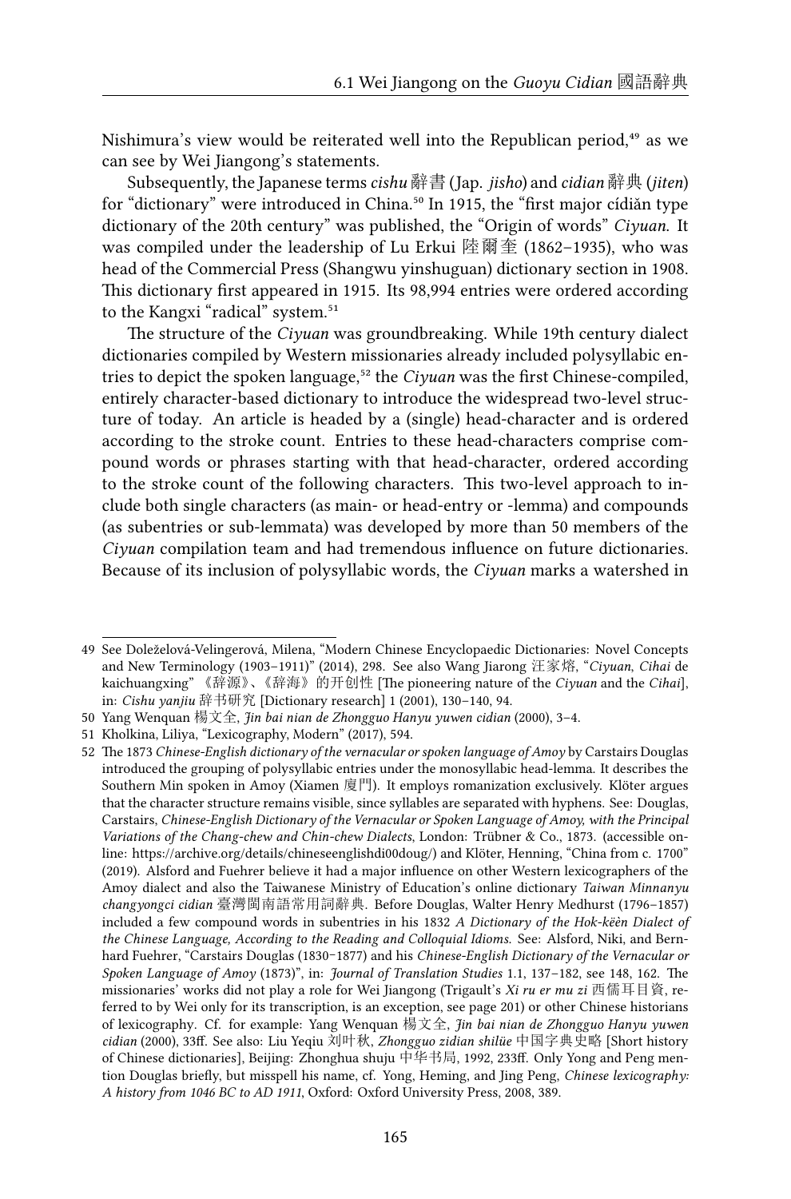Nishimura's view would be reiterated well into the Republican period,[49] as we can see by Wei Jiangong's statements.

Subsequently, the Japanese terms *cishu* 辭書 (Jap. *jisho*) and *cidian* 辭典 (*jiten*) for "dictionary" were introduced in China.[50] In 1915, the "first major cídiǎn type dictionary of the 20th century" was published, the "Origin of words" *Ciyuan*. It was compiled under the leadership of Lu Erkui 陸爾奎 (1862–1935), who was head of the Commercial Press (Shangwu yinshuguan) dictionary section in 1908. This dictionary first appeared in 1915. Its 98,994 entries were ordered according to the Kangxi "radical" system.[51]

The structure of the *Ciyuan* was groundbreaking. While 19th century dialect dictionaries compiled by Western missionaries already included polysyllabic entries to depict the spoken language,[52] the *Ciyuan* was the first Chinese-compiled, entirely character-based dictionary to introduce the widespread two-level structure of today. An article is headed by a (single) head-character and is ordered according to the stroke count. Entries to these head-characters comprise compound words or phrases starting with that head-character, ordered according to the stroke count of the following characters. This two-level approach to include both single characters (as main- or head-entry or -lemma) and compounds (as subentries or sub-lemmata) was developed by more than 50 members of the *Ciyuan* compilation team and had tremendous influence on future dictionaries. Because of its inclusion of polysyllabic words, the *Ciyuan* marks a watershed in

---

49 See Doleželová-Velingerová, Milena, "Modern Chinese Encyclopaedic Dictionaries: Novel Concepts and New Terminology (1903–1911)" (2014), 298. See also Wang Jiarong 汪家熔, "*Ciyuan*, *Cihai* de kaichuangxing" 《辞源》、《辞海》的开创性 [The pioneering nature of the *Ciyuan* and the *Cihai*], in: *Cishu yanjiu* 辞书研究 [Dictionary research] 1 (2001), 130–140, 94.

50 Yang Wenquan 楊文全, *Jin bai nian de Zhongguo Hanyu yuwen cidian* (2000), 3–4.

51 Kholkina, Liliya, "Lexicography, Modern" (2017), 594.

52 The 1873 *Chinese-English dictionary of the vernacular or spoken language of Amoy* by Carstairs Douglas introduced the grouping of polysyllabic entries under the monosyllabic head-lemma. It describes the Southern Min spoken in Amoy (Xiamen 廈門). It employs romanization exclusively. Klöter argues that the character structure remains visible, since syllables are separated with hyphens. See: Douglas, Carstairs, *Chinese-English Dictionary of the Vernacular or Spoken Language of Amoy, with the Principal Variations of the Chang-chew and Chin-chew Dialects*, London: Trübner & Co., 1873. (accessible online: https://archive.org/details/chineseenglishdi00doug/) and Klöter, Henning, "China from c. 1700" (2019). Alsford and Fuehrer believe it had a major influence on other Western lexicographers of the Amoy dialect and also the Taiwanese Ministry of Education's online dictionary *Taiwan Minnanyu changyongci cidian* 臺灣閩南語常用詞辭典. Before Douglas, Walter Henry Medhurst (1796–1857) included a few compound words in subentries in his 1832 *A Dictionary of the Hok-këèn Dialect of the Chinese Language, According to the Reading and Colloquial Idioms.* See: Alsford, Niki, and Bernhard Fuehrer, "Carstairs Douglas (1830–1877) and his *Chinese-English Dictionary of the Vernacular or Spoken Language of Amoy* (1873)", in: *Journal of Translation Studies* 1.1, 137–182, see 148, 162. The missionaries' works did not play a role for Wei Jiangong (Trigault's *Xi ru er mu zi* 西儒耳目資, referred to by Wei only for its transcription, is an exception, see page 201) or other Chinese historians of lexicography. Cf. for example: Yang Wenquan 楊文全, *Jin bai nian de Zhongguo Hanyu yuwen cidian* (2000), 33ff. See also: Liu Yeqiu 刘叶秋, *Zhongguo zidian shilüe* 中国字典史略 [Short history of Chinese dictionaries], Beijing: Zhonghua shuju 中华书局, 1992, 233ff. Only Yong and Peng mention Douglas briefly, but misspell his name, cf. Yong, Heming, and Jing Peng, *Chinese lexicography: A history from 1046 BC to AD 1911*, Oxford: Oxford University Press, 2008, 389.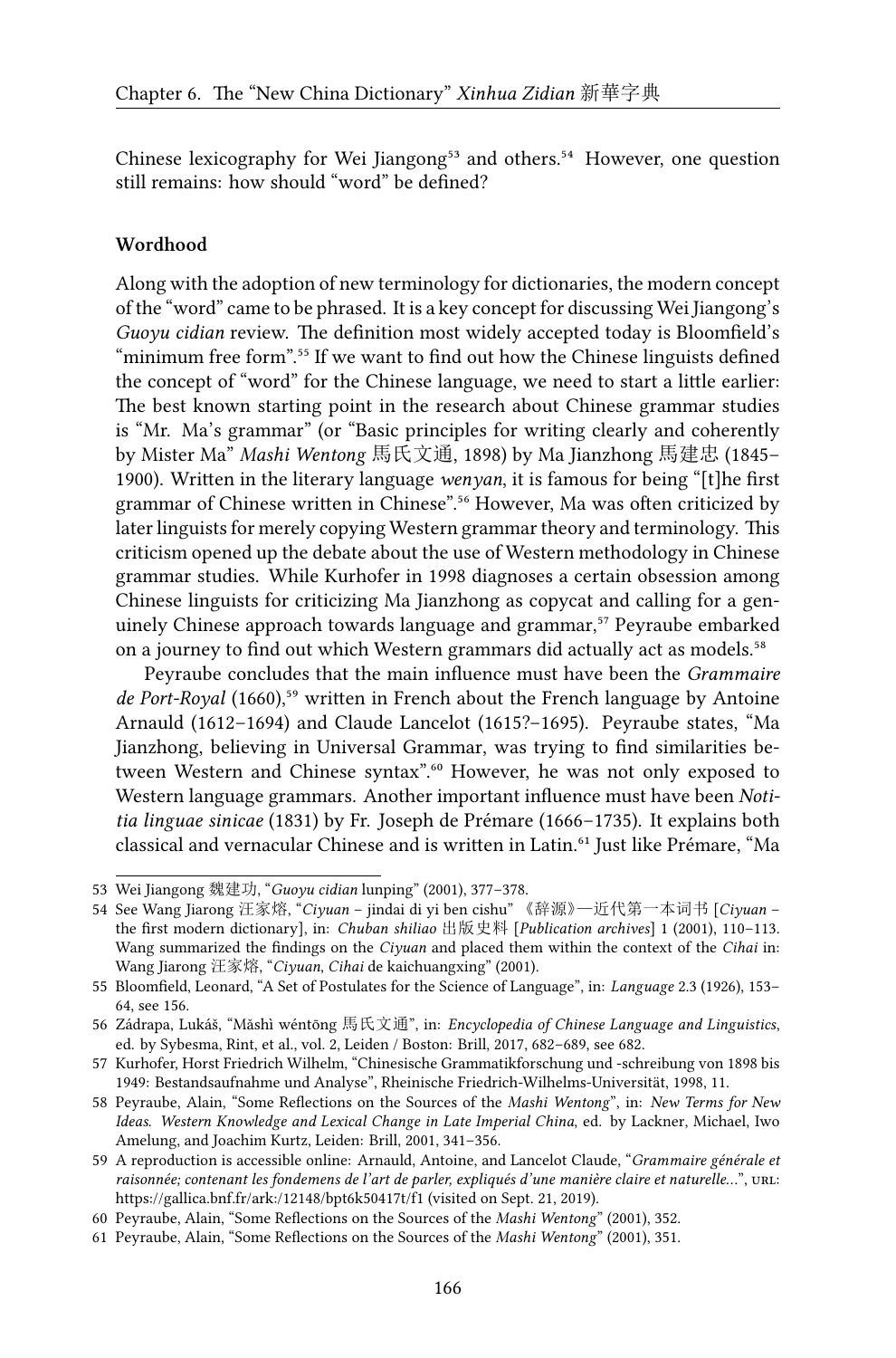Chinese lexicography for Wei Jiangong[53] and others.[54] However, one question still remains: how should "word" be defined?

**Wordhood**

Along with the adoption of new terminology for dictionaries, the modern concept of the "word" came to be phrased. It is a key concept for discussing Wei Jiangong's *Guoyu cidian* review. The definition most widely accepted today is Bloomfield's "minimum free form".[55] If we want to find out how the Chinese linguists defined the concept of "word" for the Chinese language, we need to start a little earlier: The best known starting point in the research about Chinese grammar studies is "Mr. Ma's grammar" (or "Basic principles for writing clearly and coherently by Mister Ma" *Mashi Wentong* 馬氏文通, 1898) by Ma Jianzhong 馬建忠 (1845–1900). Written in the literary language *wenyan*, it is famous for being "[t]he first grammar of Chinese written in Chinese".[56] However, Ma was often criticized by later linguists for merely copying Western grammar theory and terminology. This criticism opened up the debate about the use of Western methodology in Chinese grammar studies. While Kurhofer in 1998 diagnoses a certain obsession among Chinese linguists for criticizing Ma Jianzhong as copycat and calling for a genuinely Chinese approach towards language and grammar,[57] Peyraube embarked on a journey to find out which Western grammars did actually act as models.[58]

Peyraube concludes that the main influence must have been the *Grammaire de Port-Royal* (1660),[59] written in French about the French language by Antoine Arnauld (1612–1694) and Claude Lancelot (1615?–1695). Peyraube states, "Ma Jianzhong, believing in Universal Grammar, was trying to find similarities between Western and Chinese syntax".[60] However, he was not only exposed to Western language grammars. Another important influence must have been *Notitia linguae sinicae* (1831) by Fr. Joseph de Prémare (1666–1735). It explains both classical and vernacular Chinese and is written in Latin.[61] Just like Prémare, "Ma

---

53 Wei Jiangong 魏建功, "*Guoyu cidian* lunping" (2001), 377–378.

54 See Wang Jiarong 汪家熔, "*Ciyuan* – jindai di yi ben cishu" 《辞源》—近代第一本词书 [*Ciyuan* – the first modern dictionary], in: *Chuban shiliao* 出版史料 [*Publication archives*] 1 (2001), 110–113. Wang summarized the findings on the *Ciyuan* and placed them within the context of the *Cihai* in: Wang Jiarong 汪家熔, "*Ciyuan*, *Cihai* de kaichuangxing" (2001).

55 Bloomfield, Leonard, "A Set of Postulates for the Science of Language", in: *Language* 2.3 (1926), 153–64, see 156.

56 Zádrapa, Lukáš, "Mǎshì wéntōng 馬氏文通", in: *Encyclopedia of Chinese Language and Linguistics*, ed. by Sybesma, Rint, et al., vol. 2, Leiden / Boston: Brill, 2017, 682–689, see 682.

57 Kurhofer, Horst Friedrich Wilhelm, "Chinesische Grammatikforschung und -schreibung von 1898 bis 1949: Bestandsaufnahme und Analyse", Rheinische Friedrich-Wilhelms-Universität, 1998, 11.

58 Peyraube, Alain, "Some Reflections on the Sources of the *Mashi Wentong*", in: *New Terms for New Ideas. Western Knowledge and Lexical Change in Late Imperial China*, ed. by Lackner, Michael, Iwo Amelung, and Joachim Kurtz, Leiden: Brill, 2001, 341–356.

59 A reproduction is accessible online: Arnauld, Antoine, and Lancelot Claude, "*Grammaire générale et raisonnée; contenant les fondemens de l'art de parler, expliqués d'une manière claire et naturelle...*", URL: https://gallica.bnf.fr/ark:/12148/bpt6k50417t/f1 (visited on Sept. 21, 2019).

60 Peyraube, Alain, "Some Reflections on the Sources of the *Mashi Wentong*" (2001), 352.

61 Peyraube, Alain, "Some Reflections on the Sources of the *Mashi Wentong*" (2001), 351.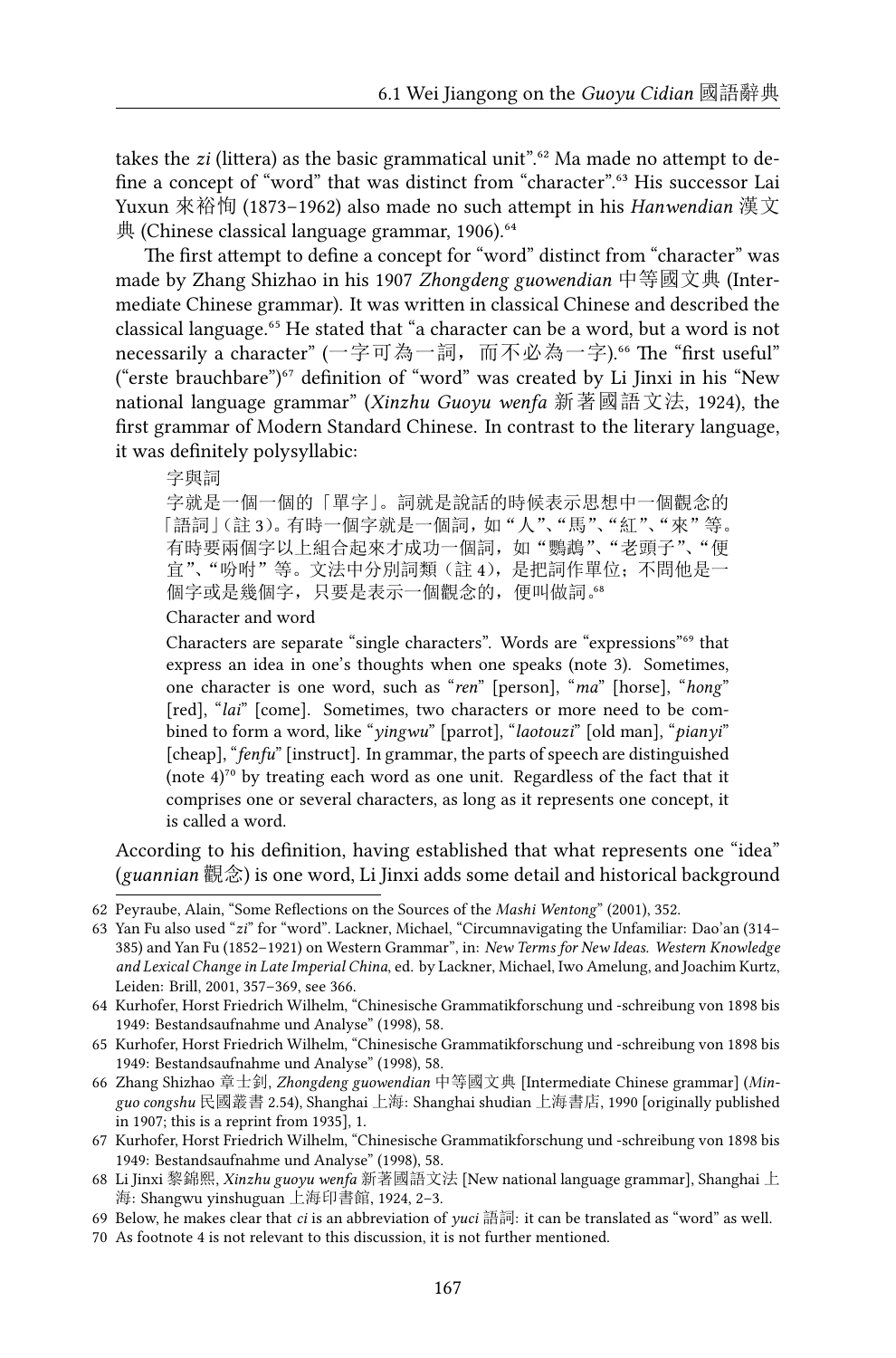takes the *zi* (littera) as the basic grammatical unit".[62] Ma made no attempt to define a concept of "word" that was distinct from "character".[63] His successor Lai Yuxun 來裕恂 (1873–1962) also made no such attempt in his *Hanwendian* 漢文典 (Chinese classical language grammar, 1906).[64]

The first attempt to define a concept for "word" distinct from "character" was made by Zhang Shizhao in his 1907 *Zhongdeng guowendian* 中等國文典 (Intermediate Chinese grammar). It was written in classical Chinese and described the classical language.[65] He stated that "a character can be a word, but a word is not necessarily a character" (一字可為一詞，而不必為一字).[66] The "first useful" ("erste brauchbare")[67] definition of "word" was created by Li Jinxi in his "New national language grammar" (*Xinzhu Guoyu wenfa* 新著國語文法, 1924), the first grammar of Modern Standard Chinese. In contrast to the literary language, it was definitely polysyllabic:

> 字與詞
>
> 字就是一個一個的「單字」。詞就是說話的時候表示思想中一個觀念的「語詞」（註 3）。有時一個字就是一個詞，如"人"、"馬"、"紅"、"來"等。有時要兩個字以上組合起來才成功一個詞，如"鸚鵡"、"老頭子"、"便宜"、"吩咐"等。文法中分別詞類（註 4），是把詞作單位；不問他是一個字或是幾個字，只要是表示一個觀念的，便叫做詞。[68]
>
> Character and word
>
> Characters are separate "single characters". Words are "expressions"[69] that express an idea in one's thoughts when one speaks (note 3). Sometimes, one character is one word, such as "*ren*" [person], "*ma*" [horse], "*hong*" [red], "*lai*" [come]. Sometimes, two characters or more need to be combined to form a word, like "*yingwu*" [parrot], "*laotouzi*" [old man], "*pianyi*" [cheap], "*fenfu*" [instruct]. In grammar, the parts of speech are distinguished (note 4)[70] by treating each word as one unit. Regardless of the fact that it comprises one or several characters, as long as it represents one concept, it is called a word.

According to his definition, having established that what represents one "idea" (*guannian* 觀念) is one word, Li Jinxi adds some detail and historical background

---

62 Peyraube, Alain, "Some Reflections on the Sources of the *Mashi Wentong*" (2001), 352.

63 Yan Fu also used "*zi*" for "word". Lackner, Michael, "Circumnavigating the Unfamiliar: Dao'an (314–385) and Yan Fu (1852–1921) on Western Grammar", in: *New Terms for New Ideas. Western Knowledge and Lexical Change in Late Imperial China*, ed. by Lackner, Michael, Iwo Amelung, and Joachim Kurtz, Leiden: Brill, 2001, 357–369, see 366.

64 Kurhofer, Horst Friedrich Wilhelm, "Chinesische Grammatikforschung und -schreibung von 1898 bis 1949: Bestandsaufnahme und Analyse" (1998), 58.

65 Kurhofer, Horst Friedrich Wilhelm, "Chinesische Grammatikforschung und -schreibung von 1898 bis 1949: Bestandsaufnahme und Analyse" (1998), 58.

66 Zhang Shizhao 章士釗, *Zhongdeng guowendian* 中等國文典 [Intermediate Chinese grammar] (*Minguo congshu* 民國叢書 2.54), Shanghai 上海: Shanghai shudian 上海書店, 1990 [originally published in 1907; this is a reprint from 1935], 1.

67 Kurhofer, Horst Friedrich Wilhelm, "Chinesische Grammatikforschung und -schreibung von 1898 bis 1949: Bestandsaufnahme und Analyse" (1998), 58.

68 Li Jinxi 黎錦熙, *Xinzhu guoyu wenfa* 新著國語文法 [New national language grammar], Shanghai 上海: Shangwu yinshuguan 上海印書館, 1924, 2–3.

69 Below, he makes clear that *ci* is an abbreviation of *yuci* 語詞: it can be translated as "word" as well.

70 As footnote 4 is not relevant to this discussion, it is not further mentioned.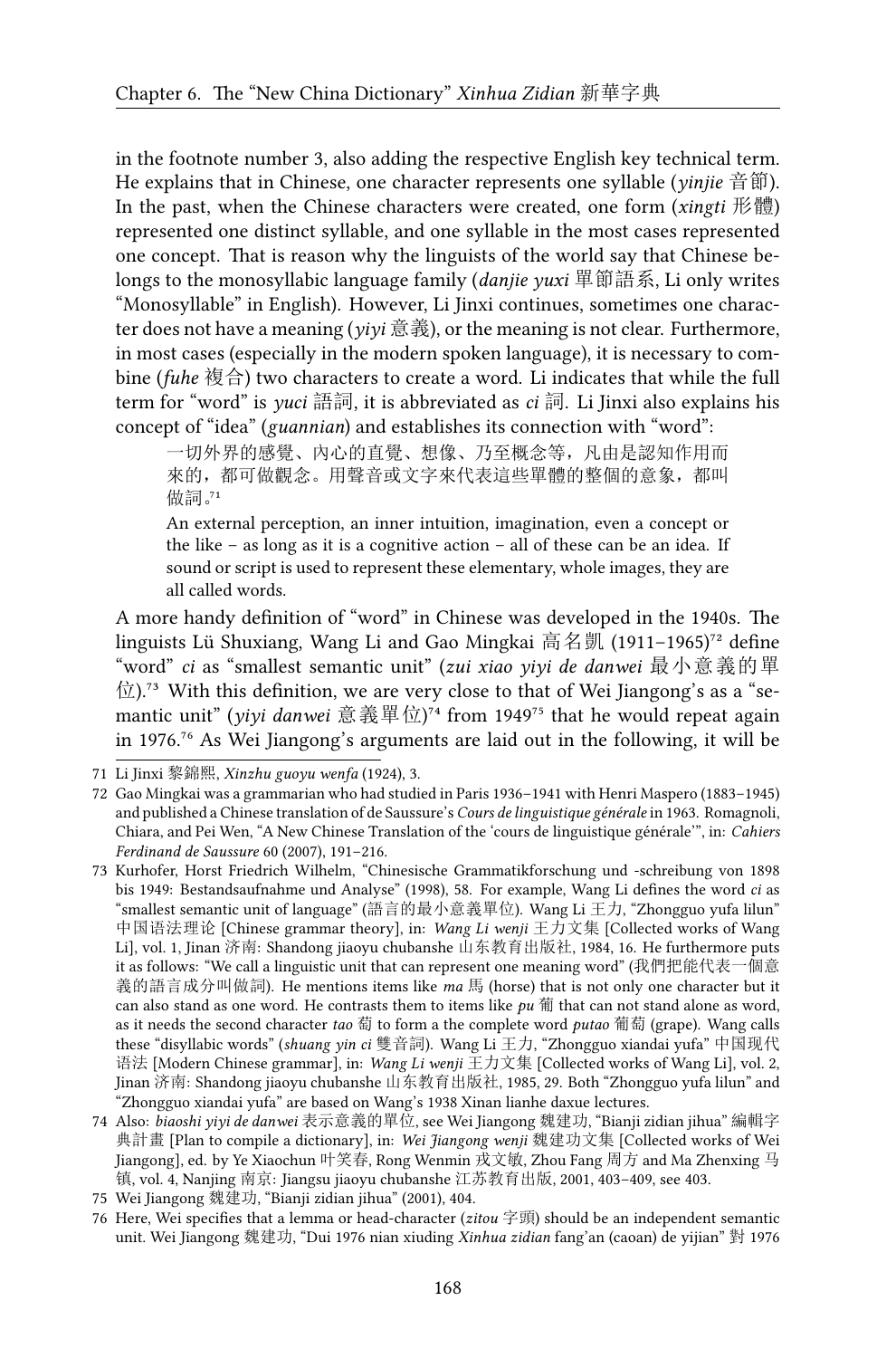in the footnote number 3, also adding the respective English key technical term. He explains that in Chinese, one character represents one syllable (*yinjie* 音節). In the past, when the Chinese characters were created, one form (*xingti* 形體) represented one distinct syllable, and one syllable in the most cases represented one concept. That is reason why the linguists of the world say that Chinese belongs to the monosyllabic language family (*danjie yuxi* 單節語系, Li only writes "Monosyllable" in English). However, Li Jinxi continues, sometimes one character does not have a meaning (*yiyi* 意義), or the meaning is not clear. Furthermore, in most cases (especially in the modern spoken language), it is necessary to combine (*fuhe* 複合) two characters to create a word. Li indicates that while the full term for "word" is *yuci* 語詞, it is abbreviated as *ci* 詞. Li Jinxi also explains his concept of "idea" (*guannian*) and establishes its connection with "word":

> 一切外界的感覺、內心的直覺、想像、乃至概念等，凡由是認知作用而來的，都可做觀念。用聲音或文字來代表這些單體的整個的意象，都叫做詞。[71]
>
> An external perception, an inner intuition, imagination, even a concept or the like – as long as it is a cognitive action – all of these can be an idea. If sound or script is used to represent these elementary, whole images, they are all called words.

A more handy definition of "word" in Chinese was developed in the 1940s. The linguists Lü Shuxiang, Wang Li and Gao Mingkai 高名凱 (1911–1965)[72] define "word" *ci* as "smallest semantic unit" (*zui xiao yiyi de danwei* 最小意義的單位).[73] With this definition, we are very close to that of Wei Jiangong's as a "semantic unit" (*yiyi danwei* 意義單位)[74] from 1949[75] that he would repeat again in 1976.[76] As Wei Jiangong's arguments are laid out in the following, it will be

---

71 Li Jinxi 黎錦熙, *Xinzhu guoyu wenfa* (1924), 3.

72 Gao Mingkai was a grammarian who had studied in Paris 1936–1941 with Henri Maspero (1883–1945) and published a Chinese translation of de Saussure's *Cours de linguistique générale* in 1963. Romagnoli, Chiara, and Pei Wen, "A New Chinese Translation of the 'cours de linguistique générale'", in: *Cahiers Ferdinand de Saussure* 60 (2007), 191–216.

73 Kurhofer, Horst Friedrich Wilhelm, "Chinesische Grammatikforschung und -schreibung von 1898 bis 1949: Bestandsaufnahme und Analyse" (1998), 58. For example, Wang Li defines the word *ci* as "smallest semantic unit of language" (語言的最小意義單位). Wang Li 王力, "Zhongguo yufa lilun" 中国语法理论 [Chinese grammar theory], in: *Wang Li wenji* 王力文集 [Collected works of Wang Li], vol. 1, Jinan 济南: Shandong jiaoyu chubanshe 山东教育出版社, 1984, 16. He furthermore puts it as follows: "We call a linguistic unit that can represent one meaning word" (我們把能代表一個意義的語言成分叫做詞). He mentions items like *ma* 馬 (horse) that is not only one character but it can also stand as one word. He contrasts them to items like *pu* 葡 that can not stand alone as word, as it needs the second character *tao* 萄 to form a the complete word *putao* 葡萄 (grape). Wang calls these "disyllabic words" (*shuang yin ci* 雙音詞). Wang Li 王力, "Zhongguo xiandai yufa" 中国现代语法 [Modern Chinese grammar], in: *Wang Li wenji* 王力文集 [Collected works of Wang Li], vol. 2, Jinan 济南: Shandong jiaoyu chubanshe 山东教育出版社, 1985, 29. Both "Zhongguo yufa lilun" and "Zhongguo xiandai yufa" are based on Wang's 1938 Xinan lianhe daxue lectures.

74 Also: *biaoshi yiyi de danwei* 表示意義的單位, see Wei Jiangong 魏建功, "Bianji zidian jihua" 編輯字典計畫 [Plan to compile a dictionary], in: *Wei Jiangong wenji* 魏建功文集 [Collected works of Wei Jiangong], ed. by Ye Xiaochun 叶笑春, Rong Wenmin 戎文敏, Zhou Fang 周方 and Ma Zhenxing 马镇, vol. 4, Nanjing 南京: Jiangsu jiaoyu chubanshe 江苏教育出版, 2001, 403–409, see 403.

75 Wei Jiangong 魏建功, "Bianji zidian jihua" (2001), 404.

76 Here, Wei specifies that a lemma or head-character (*zitou* 字頭) should be an independent semantic unit. Wei Jiangong 魏建功, "Dui 1976 nian xiuding *Xinhua zidian* fang'an (caoan) de yijian" 對 1976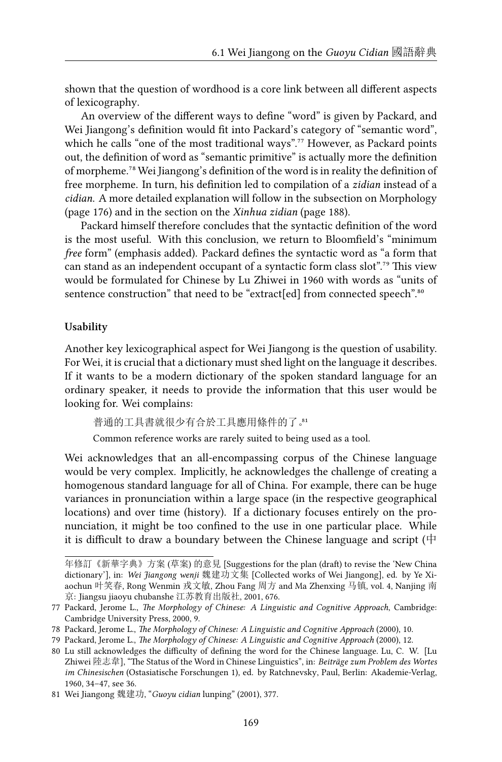shown that the question of wordhood is a core link between all different aspects of lexicography.

An overview of the different ways to define "word" is given by Packard, and Wei Jiangong's definition would fit into Packard's category of "semantic word", which he calls "one of the most traditional ways".[77] However, as Packard points out, the definition of word as "semantic primitive" is actually more the definition of morpheme.[78] Wei Jiangong's definition of the word is in reality the definition of free morpheme. In turn, his definition led to compilation of a *zidian* instead of a *cidian*. A more detailed explanation will follow in the subsection on Morphology (page 176) and in the section on the *Xinhua zidian* (page 188).

Packard himself therefore concludes that the syntactic definition of the word is the most useful. With this conclusion, we return to Bloomfield's "minimum *free* form" (emphasis added). Packard defines the syntactic word as "a form that can stand as an independent occupant of a syntactic form class slot".[79] This view would be formulated for Chinese by Lu Zhiwei in 1960 with words as "units of sentence construction" that need to be "extract[ed] from connected speech".[80]

#### Usability

Another key lexicographical aspect for Wei Jiangong is the question of usability. For Wei, it is crucial that a dictionary must shed light on the language it describes. If it wants to be a modern dictionary of the spoken standard language for an ordinary speaker, it needs to provide the information that this user would be looking for. Wei complains:

> 普通的工具書就很少有合於工具應用條件的了。[81]
>
> Common reference works are rarely suited to being used as a tool.

Wei acknowledges that an all-encompassing corpus of the Chinese language would be very complex. Implicitly, he acknowledges the challenge of creating a homogenous standard language for all of China. For example, there can be huge variances in pronunciation within a large space (in the respective geographical locations) and over time (history). If a dictionary focuses entirely on the pronunciation, it might be too confined to the use in one particular place. While it is difficult to draw a boundary between the Chinese language and script (中

---

年修訂《新華字典》方案 (草案) 的意見 [Suggestions for the plan (draft) to revise the 'New China dictionary'], in: *Wei Jiangong wenji* 魏建功文集 [Collected works of Wei Jiangong], ed. by Ye Xiaochun 叶笑春, Rong Wenmin 戎文敏, Zhou Fang 周方 and Ma Zhenxing 马镇, vol. 4, Nanjing 南京: Jiangsu jiaoyu chubanshe 江苏教育出版社, 2001, 676.

77 Packard, Jerome L., *The Morphology of Chinese: A Linguistic and Cognitive Approach*, Cambridge: Cambridge University Press, 2000, 9.

78 Packard, Jerome L., *The Morphology of Chinese: A Linguistic and Cognitive Approach* (2000), 10.

79 Packard, Jerome L., *The Morphology of Chinese: A Linguistic and Cognitive Approach* (2000), 12.

80 Lu still acknowledges the difficulty of defining the word for the Chinese language. Lu, C. W. [Lu Zhiwei 陸志韋], "The Status of the Word in Chinese Linguistics", in: *Beiträge zum Problem des Wortes im Chinesischen* (Ostasiatische Forschungen 1), ed. by Ratchnevsky, Paul, Berlin: Akademie-Verlag, 1960, 34–47, see 36.

81 Wei Jiangong 魏建功, "*Guoyu cidian* lunping" (2001), 377.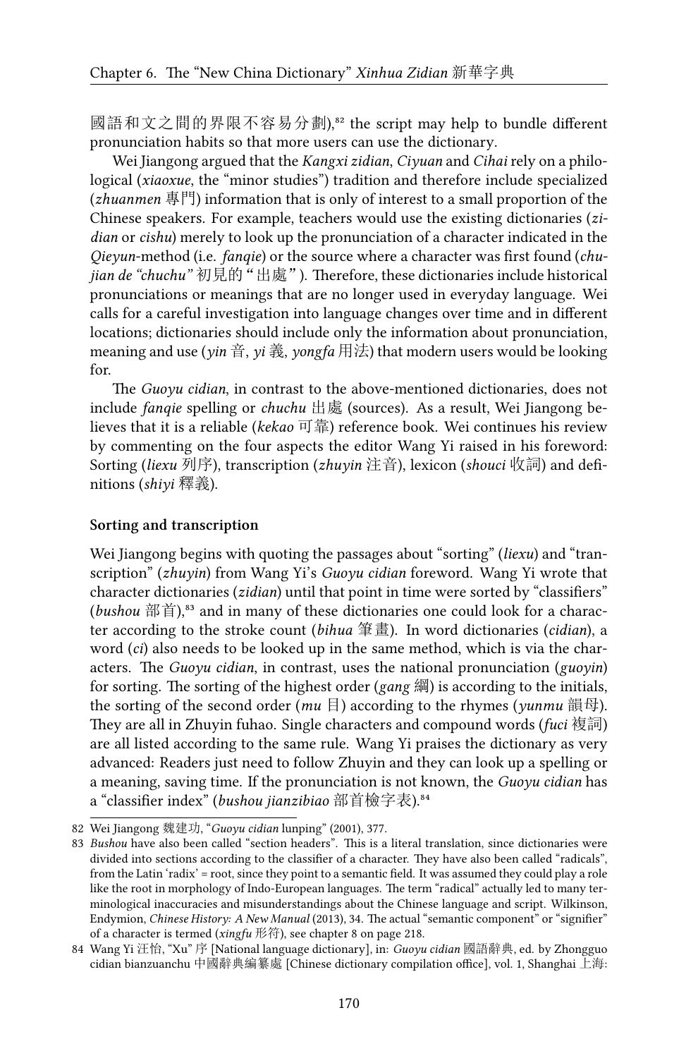國語和文之間的界限不容易分劃),[82] the script may help to bundle different pronunciation habits so that more users can use the dictionary.

Wei Jiangong argued that the *Kangxi zidian*, *Ciyuan* and *Cihai* rely on a philological (*xiaoxue*, the "minor studies") tradition and therefore include specialized (*zhuanmen* 專門) information that is only of interest to a small proportion of the Chinese speakers. For example, teachers would use the existing dictionaries (*zidian* or *cishu*) merely to look up the pronunciation of a character indicated in the *Qieyun*-method (i.e. *fanqie*) or the source where a character was first found (*chujian de "chuchu"* 初見的"出處"). Therefore, these dictionaries include historical pronunciations or meanings that are no longer used in everyday language. Wei calls for a careful investigation into language changes over time and in different locations; dictionaries should include only the information about pronunciation, meaning and use (*yin* 音, *yi* 義, *yongfa* 用法) that modern users would be looking for.

The *Guoyu cidian*, in contrast to the above-mentioned dictionaries, does not include *fanqie* spelling or *chuchu* 出處 (sources). As a result, Wei Jiangong believes that it is a reliable (*kekao* 可靠) reference book. Wei continues his review by commenting on the four aspects the editor Wang Yi raised in his foreword: Sorting (*liexu* 列序), transcription (*zhuyin* 注音), lexicon (*shouci* 收詞) and definitions (*shiyi* 釋義).

#### Sorting and transcription

Wei Jiangong begins with quoting the passages about "sorting" (*liexu*) and "transcription" (*zhuyin*) from Wang Yi's *Guoyu cidian* foreword. Wang Yi wrote that character dictionaries (*zidian*) until that point in time were sorted by "classifiers" (*bushou* 部首),[83] and in many of these dictionaries one could look for a character according to the stroke count (*bihua* 筆畫). In word dictionaries (*cidian*), a word (*ci*) also needs to be looked up in the same method, which is via the characters. The *Guoyu cidian*, in contrast, uses the national pronunciation (*guoyin*) for sorting. The sorting of the highest order (*gang* 綱) is according to the initials, the sorting of the second order (*mu* 目) according to the rhymes (*yunmu* 韻母). They are all in Zhuyin fuhao. Single characters and compound words (*fuci* 複詞) are all listed according to the same rule. Wang Yi praises the dictionary as very advanced: Readers just need to follow Zhuyin and they can look up a spelling or a meaning, saving time. If the pronunciation is not known, the *Guoyu cidian* has a "classifier index" (*bushou jianzibiao* 部首檢字表).[84]

---

82 Wei Jiangong 魏建功, "*Guoyu cidian* lunping" (2001), 377.

83 *Bushou* have also been called "section headers". This is a literal translation, since dictionaries were divided into sections according to the classifier of a character. They have also been called "radicals", from the Latin 'radix' = root, since they point to a semantic field. It was assumed they could play a role like the root in morphology of Indo-European languages. The term "radical" actually led to many terminological inaccuracies and misunderstandings about the Chinese language and script. Wilkinson, Endymion, *Chinese History: A New Manual* (2013), 34. The actual "semantic component" or "signifier" of a character is termed (*xingfu* 形符), see chapter 8 on page 218.

84 Wang Yi 汪怡, "Xu" 序 [National language dictionary], in: *Guoyu cidian* 國語辭典, ed. by Zhongguo cidian bianzuanchu 中國辭典編纂處 [Chinese dictionary compilation office], vol. 1, Shanghai 上海: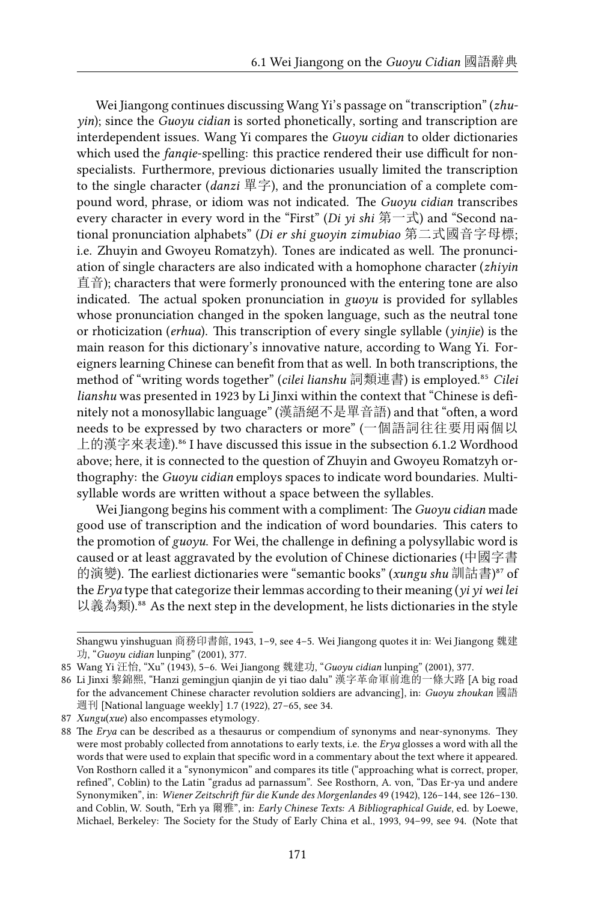Wei Jiangong continues discussing Wang Yi's passage on "transcription" (*zhuyin*); since the *Guoyu cidian* is sorted phonetically, sorting and transcription are interdependent issues. Wang Yi compares the *Guoyu cidian* to older dictionaries which used the *fanqie*-spelling: this practice rendered their use difficult for non-specialists. Furthermore, previous dictionaries usually limited the transcription to the single character (*danzi* 單字), and the pronunciation of a complete compound word, phrase, or idiom was not indicated. The *Guoyu cidian* transcribes every character in every word in the "First" (*Di yi shi* 第一式) and "Second national pronunciation alphabets" (*Di er shi guoyin zimubiao* 第二式國音字母標; i.e. Zhuyin and Gwoyeu Romatzyh). Tones are indicated as well. The pronunciation of single characters are also indicated with a homophone character (*zhiyin* 直音); characters that were formerly pronounced with the entering tone are also indicated. The actual spoken pronunciation in *guoyu* is provided for syllables whose pronunciation changed in the spoken language, such as the neutral tone or rhoticization (*erhua*). This transcription of every single syllable (*yinjie*) is the main reason for this dictionary's innovative nature, according to Wang Yi. Foreigners learning Chinese can benefit from that as well. In both transcriptions, the method of "writing words together" (*cilei lianshu* 詞類連書) is employed.[85] *Cilei lianshu* was presented in 1923 by Li Jinxi within the context that "Chinese is definitely not a monosyllabic language" (漢語絕不是單音語) and that "often, a word needs to be expressed by two characters or more" (一個語詞往往要用兩個以上的漢字來表達).[86] I have discussed this issue in the subsection 6.1.2 Wordhood above; here, it is connected to the question of Zhuyin and Gwoyeu Romatzyh orthography: the *Guoyu cidian* employs spaces to indicate word boundaries. Multi-syllable words are written without a space between the syllables.

Wei Jiangong begins his comment with a compliment: The *Guoyu cidian* made good use of transcription and the indication of word boundaries. This caters to the promotion of *guoyu*. For Wei, the challenge in defining a polysyllabic word is caused or at least aggravated by the evolution of Chinese dictionaries (中國字書的演變). The earliest dictionaries were "semantic books" (*xungu shu* 訓詁書)[87] of the *Erya* type that categorize their lemmas according to their meaning (*yi yi wei lei* 以義為類).[88] As the next step in the development, he lists dictionaries in the style

---

Shangwu yinshuguan 商務印書館, 1943, 1–9, see 4–5. Wei Jiangong quotes it in: Wei Jiangong 魏建功, "*Guoyu cidian* lunping" (2001), 377.

85 Wang Yi 汪怡, "Xu" (1943), 5–6. Wei Jiangong 魏建功, "*Guoyu cidian* lunping" (2001), 377.

86 Li Jinxi 黎錦熙, "Hanzi gemingjun qianjin de yi tiao dalu" 漢字革命軍前進的一條大路 [A big road for the advancement Chinese character revolution soldiers are advancing], in: *Guoyu zhoukan* 國語週刊 [National language weekly] 1.7 (1922), 27–65, see 34.

87 *Xungu*(*xue*) also encompasses etymology.

88 The *Erya* can be described as a thesaurus or compendium of synonyms and near-synonyms. They were most probably collected from annotations to early texts, i.e. the *Erya* glosses a word with all the words that were used to explain that specific word in a commentary about the text where it appeared. Von Rosthorn called it a "synonymicon" and compares its title ("approaching what is correct, proper, refined", Coblin) to the Latin "gradus ad parnassum". See Rosthorn, A. von, "Das Er-ya und andere Synonymiken", in: *Wiener Zeitschrift für die Kunde des Morgenlandes* 49 (1942), 126–144, see 126–130. and Coblin, W. South, "Erh ya 爾雅", in: *Early Chinese Texts: A Bibliographical Guide*, ed. by Loewe, Michael, Berkeley: The Society for the Study of Early China et al., 1993, 94–99, see 94. (Note that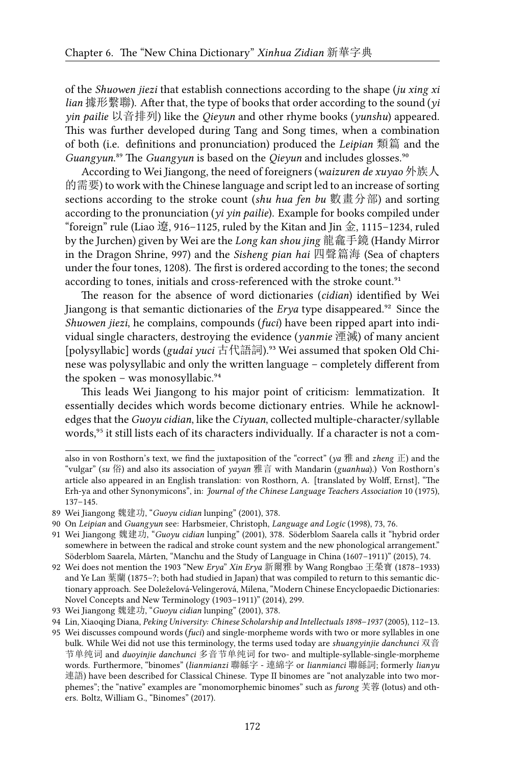of the *Shuowen jiezi* that establish connections according to the shape (*ju xing xi lian* 據形繫聯). After that, the type of books that order according to the sound (*yi yin pailie* 以音排列) like the *Qieyun* and other rhyme books (*yunshu*) appeared. This was further developed during Tang and Song times, when a combination of both (i.e. definitions and pronunciation) produced the *Leipian* 類篇 and the *Guangyun*.[89] The *Guangyun* is based on the *Qieyun* and includes glosses.[90]

According to Wei Jiangong, the need of foreigners (*waizuren de xuyao* 外族人的需要) to work with the Chinese language and script led to an increase of sorting sections according to the stroke count (*shu hua fen bu* 數畫分部) and sorting according to the pronunciation (*yi yin pailie*). Example for books compiled under "foreign" rule (Liao 遼, 916–1125, ruled by the Kitan and Jin 金, 1115–1234, ruled by the Jurchen) given by Wei are the *Long kan shou jing* 龍龕手鏡 (Handy Mirror in the Dragon Shrine, 997) and the *Sisheng pian hai* 四聲篇海 (Sea of chapters under the four tones, 1208). The first is ordered according to the tones; the second according to tones, initials and cross-referenced with the stroke count.[91]

The reason for the absence of word dictionaries (*cidian*) identified by Wei Jiangong is that semantic dictionaries of the *Erya* type disappeared.[92] Since the *Shuowen jiezi*, he complains, compounds (*fuci*) have been ripped apart into individual single characters, destroying the evidence (*yanmie* 湮滅) of many ancient [polysyllabic] words (*gudai yuci* 古代語詞).[93] Wei assumed that spoken Old Chinese was polysyllabic and only the written language – completely different from the spoken – was monosyllabic.[94]

This leads Wei Jiangong to his major point of criticism: lemmatization. It essentially decides which words become dictionary entries. While he acknowledges that the *Guoyu cidian*, like the *Ciyuan*, collected multiple-character/syllable words,[95] it still lists each of its characters individually. If a character is not a com-

---

also in von Rosthorn's text, we find the juxtaposition of the "correct" (*ya* 雅 and *zheng* 正) and the "vulgar" (*su* 俗) and also its association of *yayan* 雅言 with Mandarin (*guanhua*).) Von Rosthorn's article also appeared in an English translation: von Rosthorn, A. [translated by Wolff, Ernst], "The Erh-ya and other Synonymicons", in: *Journal of the Chinese Language Teachers Association* 10 (1975), 137–145.

89 Wei Jiangong 魏建功, "*Guoyu cidian* lunping" (2001), 378.

90 On *Leipian* and *Guangyun* see: Harbsmeier, Christoph, *Language and Logic* (1998), 73, 76.

91 Wei Jiangong 魏建功, "*Guoyu cidian* lunping" (2001), 378. Söderblom Saarela calls it "hybrid order somewhere in between the radical and stroke count system and the new phonological arrangement." Söderblom Saarela, Mårten, "Manchu and the Study of Language in China (1607–1911)" (2015), 74.

92 Wei does not mention the 1903 "New *Erya*" *Xin Erya* 新爾雅 by Wang Rongbao 王榮寶 (1878–1933) and Ye Lan 葉蘭 (1875–?; both had studied in Japan) that was compiled to return to this semantic dictionary approach. See Doleželová-Velingerová, Milena, "Modern Chinese Encyclopaedic Dictionaries: Novel Concepts and New Terminology (1903–1911)" (2014), 299.

93 Wei Jiangong 魏建功, "*Guoyu cidian* lunping" (2001), 378.

94 Lin, Xiaoqing Diana, *Peking University: Chinese Scholarship and Intellectuals 1898–1937* (2005), 112–13.

95 Wei discusses compound words (*fuci*) and single-morpheme words with two or more syllables in one bulk. While Wei did not use this terminology, the terms used today are *shuangyinjie danchunci* 双音节单纯词 and *duoyinjie danchunci* 多音节单纯词 for two- and multiple-syllable-single-morpheme words. Furthermore, "binomes" (*lianmianzi* 聯緜字 - 連綿字 or *lianmianci* 聯緜詞; formerly *lianyu* 連語) have been described for Classical Chinese. Type II binomes are "not analyzable into two morphemes"; the "native" examples are "monomorphemic binomes" such as *furong* 芙蓉 (lotus) and others. Boltz, William G., "Binomes" (2017).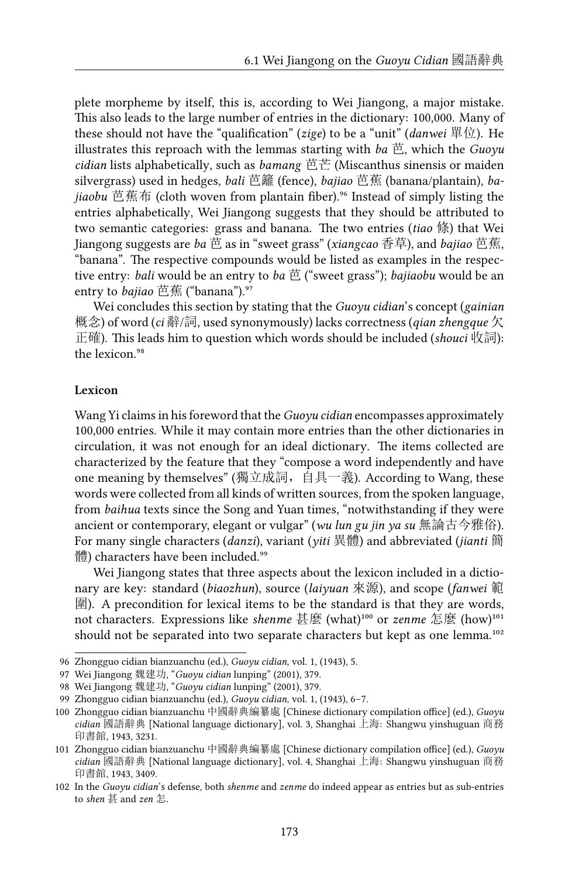plete morpheme by itself, this is, according to Wei Jiangong, a major mistake. This also leads to the large number of entries in the dictionary: 100,000. Many of these should not have the "qualification" (*zige*) to be a "unit" (*danwei* 單位). He illustrates this reproach with the lemmas starting with *ba* 芭, which the *Guoyu cidian* lists alphabetically, such as *bamang* 芭芒 (Miscanthus sinensis or maiden silvergrass) used in hedges, *bali* 芭籬 (fence), *bajiao* 芭蕉 (banana/plantain), *bajiaobu* 芭蕉布 (cloth woven from plantain fiber).[96] Instead of simply listing the entries alphabetically, Wei Jiangong suggests that they should be attributed to two semantic categories: grass and banana. The two entries (*tiao* 條) that Wei Jiangong suggests are *ba* 芭 as in "sweet grass" (*xiangcao* 香草), and *bajiao* 芭蕉, "banana". The respective compounds would be listed as examples in the respective entry: *bali* would be an entry to *ba* 芭 ("sweet grass"); *bajiaobu* would be an entry to *bajiao* 芭蕉 ("banana").[97]

Wei concludes this section by stating that the *Guoyu cidian*'s concept (*gainian* 概念) of word (*ci* 辭/詞, used synonymously) lacks correctness (*qian zhengque* 欠正確). This leads him to question which words should be included (*shouci* 收詞): the lexicon.[98]

#### Lexicon

Wang Yi claims in his foreword that the *Guoyu cidian* encompasses approximately 100,000 entries. While it may contain more entries than the other dictionaries in circulation, it was not enough for an ideal dictionary. The items collected are characterized by the feature that they "compose a word independently and have one meaning by themselves" (獨立成詞，自具一義). According to Wang, these words were collected from all kinds of written sources, from the spoken language, from *baihua* texts since the Song and Yuan times, "notwithstanding if they were ancient or contemporary, elegant or vulgar" (*wu lun gu jin ya su* 無論古今雅俗). For many single characters (*danzi*), variant (*yiti* 異體) and abbreviated (*jianti* 簡體) characters have been included.[99]

Wei Jiangong states that three aspects about the lexicon included in a dictionary are key: standard (*biaozhun*), source (*laiyuan* 來源), and scope (*fanwei* 範圍). A precondition for lexical items to be the standard is that they are words, not characters. Expressions like *shenme* 甚麼 (what)[100] or *zenme* 怎麼 (how)[101] should not be separated into two separate characters but kept as one lemma.[102]

---

96 Zhongguo cidian bianzuanchu (ed.), *Guoyu cidian*, vol. 1, (1943), 5.

97 Wei Jiangong 魏建功, "*Guoyu cidian* lunping" (2001), 379.

98 Wei Jiangong 魏建功, "*Guoyu cidian* lunping" (2001), 379.

99 Zhongguo cidian bianzuanchu (ed.), *Guoyu cidian*, vol. 1, (1943), 6–7.

100 Zhongguo cidian bianzuanchu 中國辭典編纂處 [Chinese dictionary compilation office] (ed.), *Guoyu cidian* 國語辭典 [National language dictionary], vol. 3, Shanghai 上海: Shangwu yinshuguan 商務印書館, 1943, 3231.

101 Zhongguo cidian bianzuanchu 中國辭典編纂處 [Chinese dictionary compilation office] (ed.), *Guoyu cidian* 國語辭典 [National language dictionary], vol. 4, Shanghai 上海: Shangwu yinshuguan 商務印書館, 1943, 3409.

102 In the *Guoyu cidian*'s defense, both *shenme* and *zenme* do indeed appear as entries but as sub-entries to *shen* 甚 and *zen* 怎.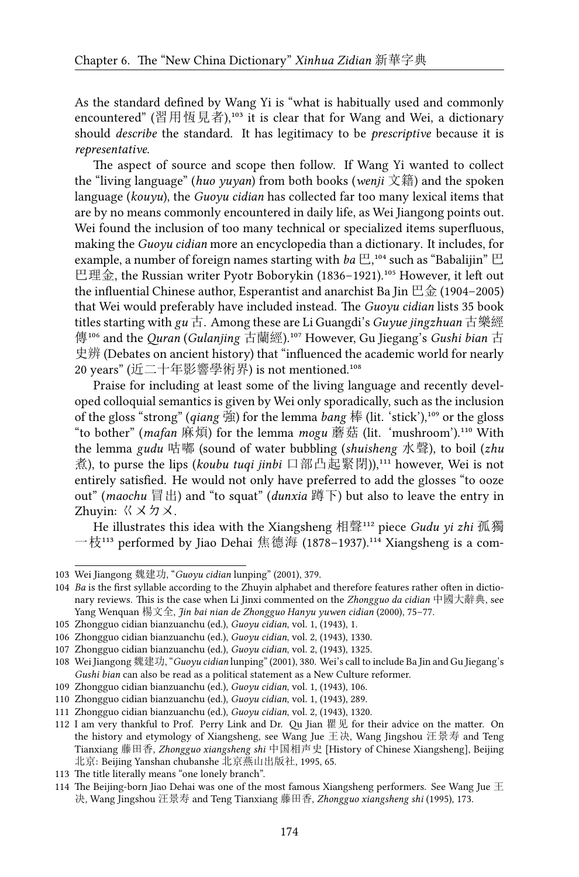As the standard defined by Wang Yi is "what is habitually used and commonly encountered" (習用恆見者),[103] it is clear that for Wang and Wei, a dictionary should *describe* the standard. It has legitimacy to be *prescriptive* because it is *representative*.

The aspect of source and scope then follow. If Wang Yi wanted to collect the "living language" (*huo yuyan*) from both books (*wenji* 文籍) and the spoken language (*kouyu*), the *Guoyu cidian* has collected far too many lexical items that are by no means commonly encountered in daily life, as Wei Jiangong points out. Wei found the inclusion of too many technical or specialized items superfluous, making the *Guoyu cidian* more an encyclopedia than a dictionary. It includes, for example, a number of foreign names starting with *ba* 巴,[104] such as "Babalijin" 巴巴理金, the Russian writer Pyotr Boborykin (1836–1921).[105] However, it left out the influential Chinese author, Esperantist and anarchist Ba Jin 巴金 (1904–2005) that Wei would preferably have included instead. The *Guoyu cidian* lists 35 book titles starting with *gu* 古. Among these are Li Guangdi's *Guyue jingzhuan* 古樂經傳[106] and the *Quran* (*Gulanjing* 古蘭經).[107] However, Gu Jiegang's *Gushi bian* 古史辨 (Debates on ancient history) that "influenced the academic world for nearly 20 years" (近二十年影響學術界) is not mentioned.[108]

Praise for including at least some of the living language and recently developed colloquial semantics is given by Wei only sporadically, such as the inclusion of the gloss "strong" (*qiang* 強) for the lemma *bang* 棒 (lit. 'stick'),[109] or the gloss "to bother" (*mafan* 麻煩) for the lemma *mogu* 蘑菇 (lit. 'mushroom').[110] With the lemma *gudu* 咕嘟 (sound of water bubbling (*shuisheng* 水聲), to boil (*zhu* 煮), to purse the lips (*koubu tuqi jinbi* 口部凸起緊閉)),[111] however, Wei is not entirely satisfied. He would not only have preferred to add the glosses "to ooze out" (*maochu* 冒出) and "to squat" (*dunxia* 蹲下) but also to leave the entry in Zhuyin: ㄍㄨㄉㄨ.

He illustrates this idea with the Xiangsheng 相聲[112] piece *Gudu yi zhi* 孤獨一枝[113] performed by Jiao Dehai 焦德海 (1878–1937).[114] Xiangsheng is a com-

---

103 Wei Jiangong 魏建功, "*Guoyu cidian* lunping" (2001), 379.

104 *Ba* is the first syllable according to the Zhuyin alphabet and therefore features rather often in dictionary reviews. This is the case when Li Jinxi commented on the *Zhongguo da cidian* 中國大辭典, see Yang Wenquan 楊文全, *Jin bai nian de Zhongguo Hanyu yuwen cidian* (2000), 75–77.

105 Zhongguo cidian bianzuanchu (ed.), *Guoyu cidian*, vol. 1, (1943), 1.

106 Zhongguo cidian bianzuanchu (ed.), *Guoyu cidian*, vol. 2, (1943), 1330.

107 Zhongguo cidian bianzuanchu (ed.), *Guoyu cidian*, vol. 2, (1943), 1325.

108 Wei Jiangong 魏建功, "*Guoyu cidian* lunping" (2001), 380. Wei's call to include Ba Jin and Gu Jiegang's *Gushi bian* can also be read as a political statement as a New Culture reformer.

109 Zhongguo cidian bianzuanchu (ed.), *Guoyu cidian*, vol. 1, (1943), 106.

110 Zhongguo cidian bianzuanchu (ed.), *Guoyu cidian*, vol. 1, (1943), 289.

111 Zhongguo cidian bianzuanchu (ed.), *Guoyu cidian*, vol. 2, (1943), 1320.

112 I am very thankful to Prof. Perry Link and Dr. Qu Jian 瞿见 for their advice on the matter. On the history and etymology of Xiangsheng, see Wang Jue 王决, Wang Jingshou 汪景寿 and Teng Tianxiang 藤田香, *Zhongguo xiangsheng shi* 中国相声史 [History of Chinese Xiangsheng], Beijing 北京: Beijing Yanshan chubanshe 北京燕山出版社, 1995, 65.

113 The title literally means "one lonely branch".

114 The Beijing-born Jiao Dehai was one of the most famous Xiangsheng performers. See Wang Jue 王决, Wang Jingshou 汪景寿 and Teng Tianxiang 藤田香, *Zhongguo xiangsheng shi* (1995), 173.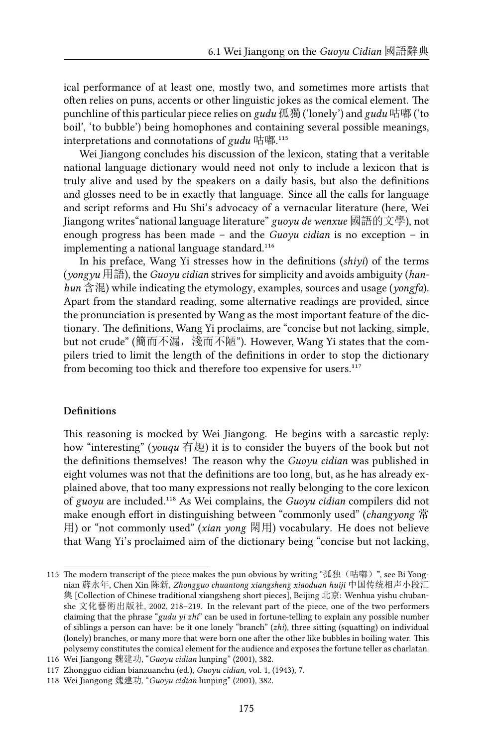ical performance of at least one, mostly two, and sometimes more artists that often relies on puns, accents or other linguistic jokes as the comical element. The punchline of this particular piece relies on *gudu* 孤獨 ('lonely') and *gudu* 咕嘟 ('to boil', 'to bubble') being homophones and containing several possible meanings, interpretations and connotations of *gudu* 咕嘟.[115]

Wei Jiangong concludes his discussion of the lexicon, stating that a veritable national language dictionary would need not only to include a lexicon that is truly alive and used by the speakers on a daily basis, but also the definitions and glosses need to be in exactly that language. Since all the calls for language and script reforms and Hu Shi's advocacy of a vernacular literature (here, Wei Jiangong writes"national language literature" *guoyu de wenxue* 國語的文學), not enough progress has been made – and the *Guoyu cidian* is no exception – in implementing a national language standard.[116]

In his preface, Wang Yi stresses how in the definitions (*shiyi*) of the terms (*yongyu* 用語), the *Guoyu cidian* strives for simplicity and avoids ambiguity (*hanhun* 含混) while indicating the etymology, examples, sources and usage (*yongfa*). Apart from the standard reading, some alternative readings are provided, since the pronunciation is presented by Wang as the most important feature of the dictionary. The definitions, Wang Yi proclaims, are "concise but not lacking, simple, but not crude" (簡而不漏，淺而不陋"). However, Wang Yi states that the compilers tried to limit the length of the definitions in order to stop the dictionary from becoming too thick and therefore too expensive for users.[117]

#### Definitions

This reasoning is mocked by Wei Jiangong. He begins with a sarcastic reply: how "interesting" (*youqu* 有趣) it is to consider the buyers of the book but not the definitions themselves! The reason why the *Guoyu cidian* was published in eight volumes was not that the definitions are too long, but, as he has already explained above, that too many expressions not really belonging to the core lexicon of *guoyu* are included.[118] As Wei complains, the *Guoyu cidian* compilers did not make enough effort in distinguishing between "commonly used" (*changyong* 常用) or "not commonly used" (*xian yong* 閑用) vocabulary. He does not believe that Wang Yi's proclaimed aim of the dictionary being "concise but not lacking,

---

115 The modern transcript of the piece makes the pun obvious by writing "孤独（咕嘟）", see Bi Yongnian 薛永年, Chen Xin 陈新, *Zhongguo chuantong xiangsheng xiaoduan huiji* 中国传统相声小段汇集 [Collection of Chinese traditional xiangsheng short pieces], Beijing 北京: Wenhua yishu chubanshe 文化藝術出版社, 2002, 218–219. In the relevant part of the piece, one of the two performers claiming that the phrase "*gudu yi zhi*" can be used in fortune-telling to explain any possible number of siblings a person can have: be it one lonely "branch" (*zhi*), three sitting (squatting) on individual (lonely) branches, or many more that were born one after the other like bubbles in boiling water. This polysemy constitutes the comical element for the audience and exposes the fortune teller as charlatan.

116 Wei Jiangong 魏建功, "*Guoyu cidian* lunping" (2001), 382.

117 Zhongguo cidian bianzuanchu (ed.), *Guoyu cidian*, vol. 1, (1943), 7.

118 Wei Jiangong 魏建功, "*Guoyu cidian* lunping" (2001), 382.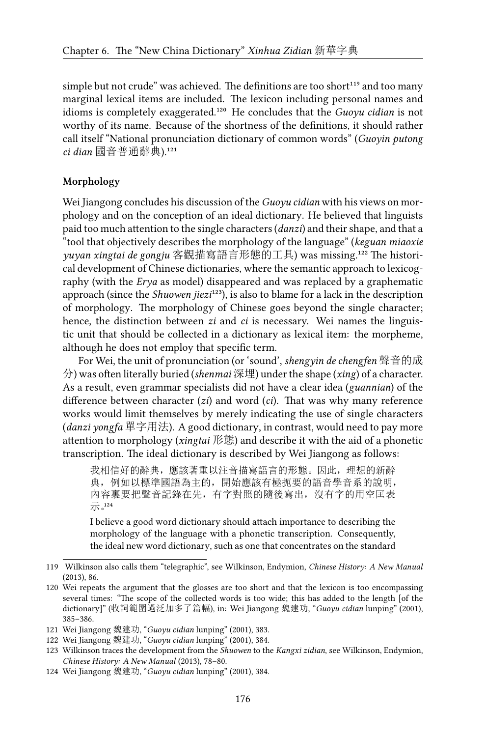simple but not crude" was achieved. The definitions are too short[119] and too many marginal lexical items are included. The lexicon including personal names and idioms is completely exaggerated.[120] He concludes that the *Guoyu cidian* is not worthy of its name. Because of the shortness of the definitions, it should rather call itself "National pronunciation dictionary of common words" (*Guoyin putong ci dian* 國音普通辭典).[121]

### Morphology

Wei Jiangong concludes his discussion of the *Guoyu cidian* with his views on morphology and on the conception of an ideal dictionary. He believed that linguists paid too much attention to the single characters (*danzi*) and their shape, and that a "tool that objectively describes the morphology of the language" (*keguan miaoxie yuyan xingtai de gongju* 客觀描寫語言形態的工具) was missing.[122] The historical development of Chinese dictionaries, where the semantic approach to lexicography (with the *Erya* as model) disappeared and was replaced by a graphematic approach (since the *Shuowen jiezi*[123]), is also to blame for a lack in the description of morphology. The morphology of Chinese goes beyond the single character; hence, the distinction between *zi* and *ci* is necessary. Wei names the linguistic unit that should be collected in a dictionary as lexical item: the morpheme, although he does not employ that specific term.

For Wei, the unit of pronunciation (or 'sound', *shengyin de chengfen* 聲音的成分) was often literally buried (*shenmai* 深埋) under the shape (*xing*) of a character. As a result, even grammar specialists did not have a clear idea (*guannian*) of the difference between character (*zi*) and word (*ci*). That was why many reference works would limit themselves by merely indicating the use of single characters (*danzi yongfa* 單字用法). A good dictionary, in contrast, would need to pay more attention to morphology (*xingtai* 形態) and describe it with the aid of a phonetic transcription. The ideal dictionary is described by Wei Jiangong as follows:

> 我相信好的辭典，應該著重以注音描寫語言的形態。因此，理想的新辭典，例如以標準國語為主的，開始應該有極扼要的語音學音系的說明，內容裏要把聲音記錄在先，有字對照的隨後寫出，沒有字的用空匡表示。[124]
>
> I believe a good word dictionary should attach importance to describing the morphology of the language with a phonetic transcription. Consequently, the ideal new word dictionary, such as one that concentrates on the standard

---

119 Wilkinson also calls them "telegraphic", see Wilkinson, Endymion, *Chinese History: A New Manual* (2013), 86.

120 Wei repeats the argument that the glosses are too short and that the lexicon is too encompassing several times: "The scope of the collected words is too wide; this has added to the length [of the dictionary]" (收詞範圍過泛加多了篇幅), in: Wei Jiangong 魏建功, "*Guoyu cidian* lunping" (2001), 385–386.

121 Wei Jiangong 魏建功, "*Guoyu cidian* lunping" (2001), 383.

122 Wei Jiangong 魏建功, "*Guoyu cidian* lunping" (2001), 384.

123 Wilkinson traces the development from the *Shuowen* to the *Kangxi zidian*, see Wilkinson, Endymion, *Chinese History: A New Manual* (2013), 78–80.

124 Wei Jiangong 魏建功, "*Guoyu cidian* lunping" (2001), 384.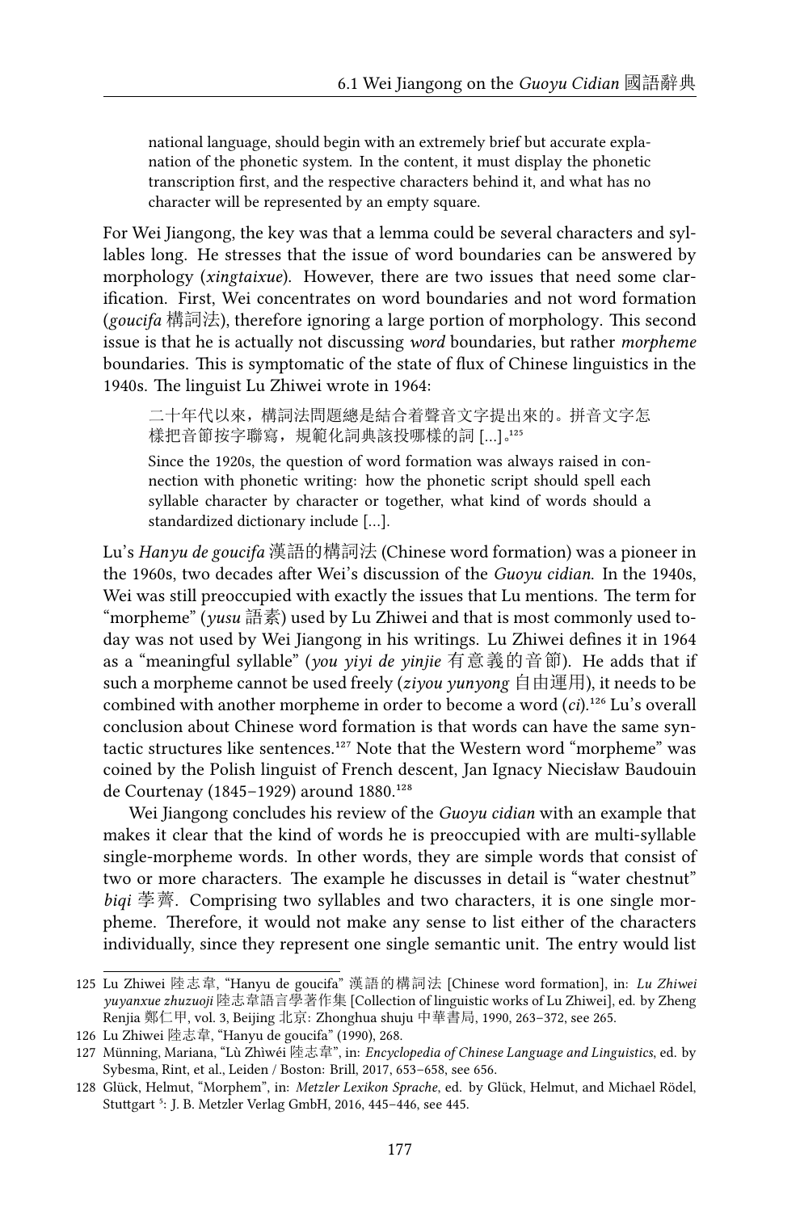> national language, should begin with an extremely brief but accurate explanation of the phonetic system. In the content, it must display the phonetic transcription first, and the respective characters behind it, and what has no character will be represented by an empty square.

For Wei Jiangong, the key was that a lemma could be several characters and syllables long. He stresses that the issue of word boundaries can be answered by morphology (*xingtaixue*). However, there are two issues that need some clarification. First, Wei concentrates on word boundaries and not word formation (*goucifa* 構詞法), therefore ignoring a large portion of morphology. This second issue is that he is actually not discussing *word* boundaries, but rather *morpheme* boundaries. This is symptomatic of the state of flux of Chinese linguistics in the 1940s. The linguist Lu Zhiwei wrote in 1964:

> 二十年代以來，構詞法問題總是結合着聲音文字提出來的。拼音文字怎樣把音節按字聯寫，規範化詞典該投哪樣的詞 [...]。[125]
>
> Since the 1920s, the question of word formation was always raised in connection with phonetic writing: how the phonetic script should spell each syllable character by character or together, what kind of words should a standardized dictionary include [...].

Lu's *Hanyu de goucifa* 漢語的構詞法 (Chinese word formation) was a pioneer in the 1960s, two decades after Wei's discussion of the *Guoyu cidian*. In the 1940s, Wei was still preoccupied with exactly the issues that Lu mentions. The term for "morpheme" (*yusu* 語素) used by Lu Zhiwei and that is most commonly used today was not used by Wei Jiangong in his writings. Lu Zhiwei defines it in 1964 as a "meaningful syllable" (*you yiyi de yinjie* 有意義的音節). He adds that if such a morpheme cannot be used freely (*ziyou yunyong* 自由運用), it needs to be combined with another morpheme in order to become a word (*ci*).[126] Lu's overall conclusion about Chinese word formation is that words can have the same syntactic structures like sentences.[127] Note that the Western word "morpheme" was coined by the Polish linguist of French descent, Jan Ignacy Niecisław Baudouin de Courtenay (1845–1929) around 1880.[128]

Wei Jiangong concludes his review of the *Guoyu cidian* with an example that makes it clear that the kind of words he is preoccupied with are multi-syllable single-morpheme words. In other words, they are simple words that consist of two or more characters. The example he discusses in detail is "water chestnut" *biqi* 荸薺. Comprising two syllables and two characters, it is one single morpheme. Therefore, it would not make any sense to list either of the characters individually, since they represent one single semantic unit. The entry would list

---

125 Lu Zhiwei 陸志韋, "Hanyu de goucifa" 漢語的構詞法 [Chinese word formation], in: *Lu Zhiwei yuyanxue zhuzuoji* 陸志韋語言學著作集 [Collection of linguistic works of Lu Zhiwei], ed. by Zheng Renjia 鄭仁甲, vol. 3, Beijing 北京: Zhonghua shuju 中華書局, 1990, 263–372, see 265.

126 Lu Zhiwei 陸志韋, "Hanyu de goucifa" (1990), 268.

127 Münning, Mariana, "Lù Zhìwéi 陸志韋", in: *Encyclopedia of Chinese Language and Linguistics*, ed. by Sybesma, Rint, et al., Leiden / Boston: Brill, 2017, 653–658, see 656.

128 Glück, Helmut, "Morphem", in: *Metzler Lexikon Sprache*, ed. by Glück, Helmut, and Michael Rödel, Stuttgart [5]: J. B. Metzler Verlag GmbH, 2016, 445–446, see 445.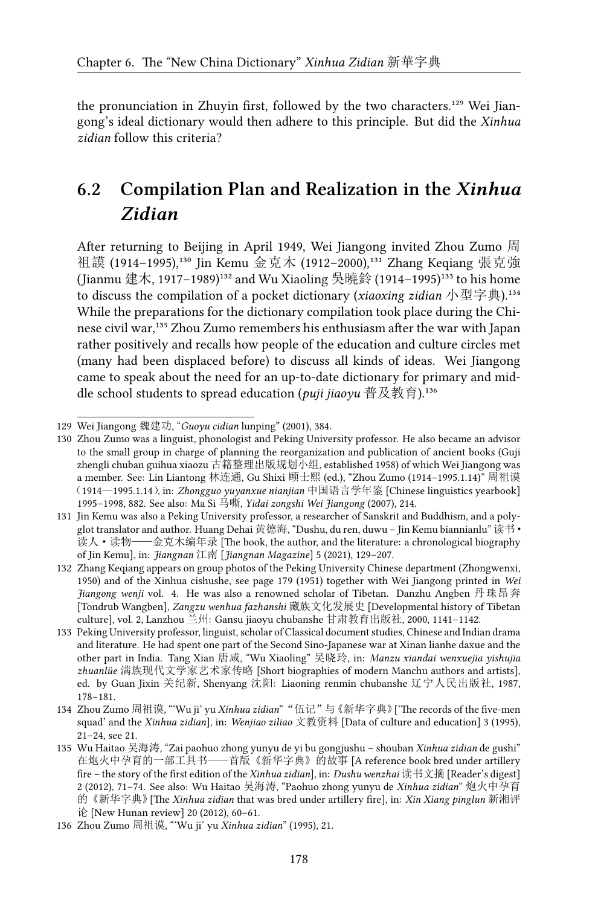the pronunciation in Zhuyin first, followed by the two characters.[129] Wei Jiangong's ideal dictionary would then adhere to this principle. But did the *Xinhua zidian* follow this criteria?

## 6.2 Compilation Plan and Realization in the *Xinhua Zidian*

After returning to Beijing in April 1949, Wei Jiangong invited Zhou Zumo 周祖謨 (1914–1995),[130] Jin Kemu 金克木 (1912–2000),[131] Zhang Keqiang 張克強 (Jianmu 建木, 1917–1989)[132] and Wu Xiaoling 吳曉鈴 (1914–1995)[133] to his home to discuss the compilation of a pocket dictionary (*xiaoxing zidian* 小型字典).[134] While the preparations for the dictionary compilation took place during the Chinese civil war,[135] Zhou Zumo remembers his enthusiasm after the war with Japan rather positively and recalls how people of the education and culture circles met (many had been displaced before) to discuss all kinds of ideas. Wei Jiangong came to speak about the need for an up-to-date dictionary for primary and middle school students to spread education (*puji jiaoyu* 普及教育).[136]

---

129 Wei Jiangong 魏建功, "*Guoyu cidian* lunping" (2001), 384.

130 Zhou Zumo was a linguist, phonologist and Peking University professor. He also became an advisor to the small group in charge of planning the reorganization and publication of ancient books (Guji zhengli chuban guihua xiaozu 古籍整理出版规划小组, established 1958) of which Wei Jiangong was a member. See: Lin Liantong 林连通, Gu Shixi 顾士熙 (ed.), "Zhou Zumo (1914–1995.1.14)" 周祖谟（1914—1995.1.14）, in: *Zhongguo yuyanxue nianjian* 中国语言学年鉴 [Chinese linguistics yearbook] 1995–1998, 882. See also: Ma Si 马嘶, *Yidai zongshi Wei Jiangong* (2007), 214.

131 Jin Kemu was also a Peking University professor, a researcher of Sanskrit and Buddhism, and a polyglot translator and author. Huang Dehai 黄德海, "Dushu, du ren, duwu – Jin Kemu biannianlu" 读书•读人•读物——金克木编年录 [The book, the author, and the literature: a chronological biography of Jin Kemu], in: *Jiangnan* 江南 [*Jiangnan Magazine*] 5 (2021), 129–207.

132 Zhang Keqiang appears on group photos of the Peking University Chinese department (Zhongwenxi, 1950) and of the Xinhua cishushe, see page 179 (1951) together with Wei Jiangong printed in *Wei Jiangong wenji* vol. 4. He was also a renowned scholar of Tibetan. Danzhu Angben 丹珠昂奔 [Tondrub Wangben], *Zangzu wenhua fazhanshi* 藏族文化发展史 [Developmental history of Tibetan culture], vol. 2, Lanzhou 兰州: Gansu jiaoyu chubanshe 甘肃教育出版社, 2000, 1141–1142.

133 Peking University professor, linguist, scholar of Classical document studies, Chinese and Indian drama and literature. He had spent one part of the Second Sino-Japanese war at Xinan lianhe daxue and the other part in India. Tang Xian 唐咸, "Wu Xiaoling" 吴晓玲, in: *Manzu xiandai wenxuejia yishujia zhuanlüe* 满族现代文学家艺术家传略 [Short biographies of modern Manchu authors and artists], ed. by Guan Jixin 关纪新, Shenyang 沈阳: Liaoning renmin chubanshe 辽宁人民出版社, 1987, 178–181.

134 Zhou Zumo 周祖谟, "'Wu ji' yu *Xinhua zidian*" "伍记"与《新华字典》['The records of the five-men squad' and the *Xinhua zidian*], in: *Wenjiao ziliao* 文教资料 [Data of culture and education] 3 (1995), 21–24, see 21.

135 Wu Haitao 吴海涛, "Zai paohuo zhong yunyu de yi bu gongjushu – shouban *Xinhua zidian* de gushi" 在炮火中孕育的一部工具书——首版《新华字典》的故事 [A reference book bred under artillery fire – the story of the first edition of the *Xinhua zidian*], in: *Dushu wenzhai* 读书文摘 [Reader's digest] 2 (2012), 71–74. See also: Wu Haitao 吴海涛, "Paohuo zhong yunyu de *Xinhua zidian*" 炮火中孕育的《新华字典》[The *Xinhua zidian* that was bred under artillery fire], in: *Xin Xiang pinglun* 新湘评论 [New Hunan review] 20 (2012), 60–61.

136 Zhou Zumo 周祖谟, "'Wu ji' yu *Xinhua zidian*" (1995), 21.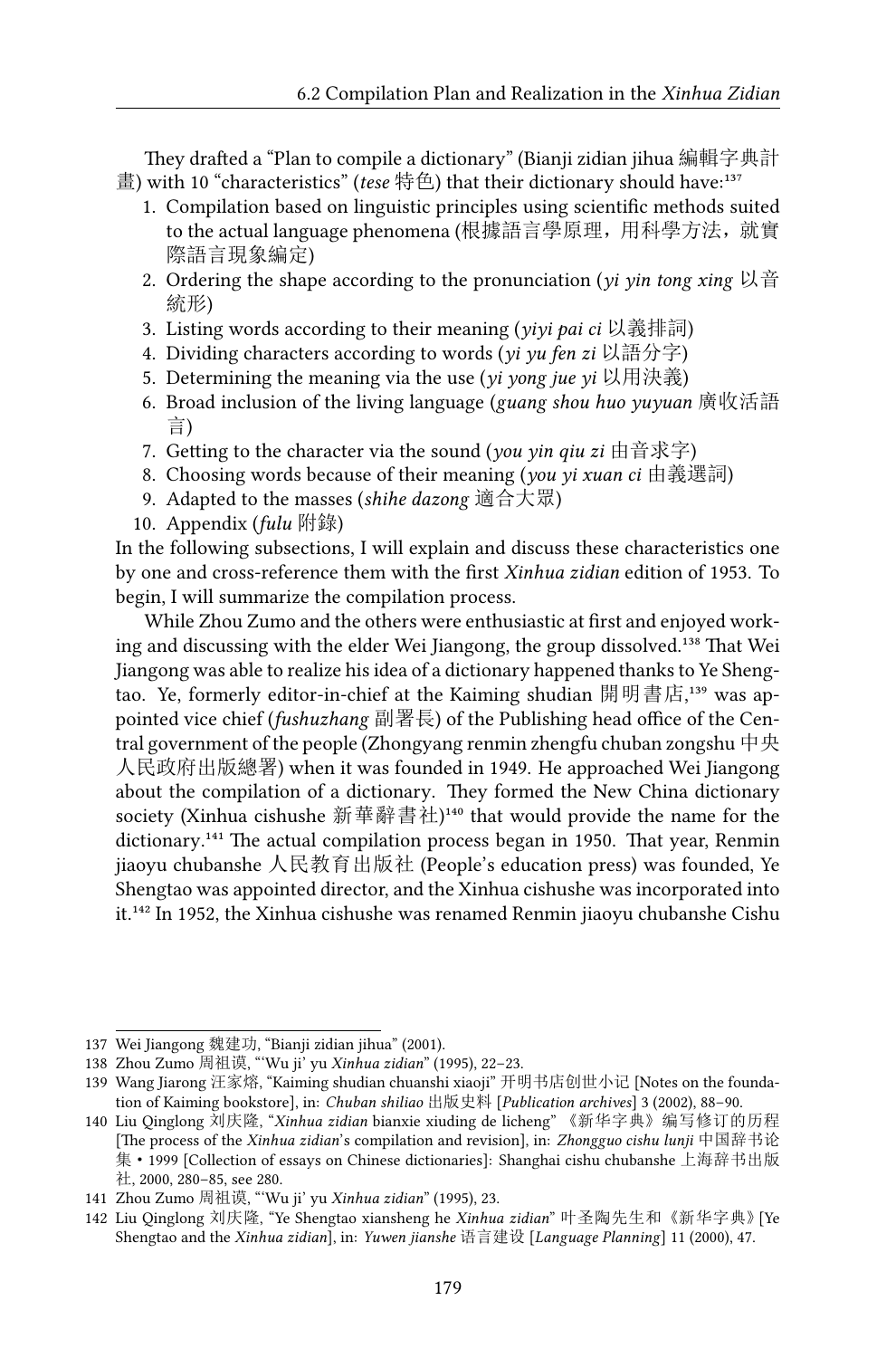They drafted a "Plan to compile a dictionary" (Bianji zidian jihua 編輯字典計畫) with 10 "characteristics" (*tese* 特色) that their dictionary should have:[137]

1. Compilation based on linguistic principles using scientific methods suited to the actual language phenomena (根據語言學原理，用科學方法，就實際語言現象編定)
2. Ordering the shape according to the pronunciation (*yi yin tong xing* 以音統形)
3. Listing words according to their meaning (*yiyi pai ci* 以義排詞)
4. Dividing characters according to words (*yi yu fen zi* 以語分字)
5. Determining the meaning via the use (*yi yong jue yi* 以用決義)
6. Broad inclusion of the living language (*guang shou huo yuyuan* 廣收活語言)
7. Getting to the character via the sound (*you yin qiu zi* 由音求字)
8. Choosing words because of their meaning (*you yi xuan ci* 由義選詞)
9. Adapted to the masses (*shihe dazong* 適合大眾)
10. Appendix (*fulu* 附錄)

In the following subsections, I will explain and discuss these characteristics one by one and cross-reference them with the first *Xinhua zidian* edition of 1953. To begin, I will summarize the compilation process.

While Zhou Zumo and the others were enthusiastic at first and enjoyed working and discussing with the elder Wei Jiangong, the group dissolved.[138] That Wei Jiangong was able to realize his idea of a dictionary happened thanks to Ye Shengtao. Ye, formerly editor-in-chief at the Kaiming shudian 開明書店,[139] was appointed vice chief (*fushuzhang* 副署長) of the Publishing head office of the Central government of the people (Zhongyang renmin zhengfu chuban zongshu 中央人民政府出版總署) when it was founded in 1949. He approached Wei Jiangong about the compilation of a dictionary. They formed the New China dictionary society (Xinhua cishushe 新華辭書社)[140] that would provide the name for the dictionary.[141] The actual compilation process began in 1950. That year, Renmin jiaoyu chubanshe 人民教育出版社 (People's education press) was founded, Ye Shengtao was appointed director, and the Xinhua cishushe was incorporated into it.[142] In 1952, the Xinhua cishushe was renamed Renmin jiaoyu chubanshe Cishu

---

137 Wei Jiangong 魏建功, "Bianji zidian jihua" (2001).

138 Zhou Zumo 周祖谟, "'Wu ji' yu *Xinhua zidian*" (1995), 22–23.

139 Wang Jiarong 汪家熔, "Kaiming shudian chuanshi xiaoji" 开明书店创世小记 [Notes on the foundation of Kaiming bookstore], in: *Chuban shiliao* 出版史料 [*Publication archives*] 3 (2002), 88–90.

140 Liu Qinglong 刘庆隆, "*Xinhua zidian* bianxie xiuding de licheng" 《新华字典》编写修订的历程 [The process of the *Xinhua zidian*'s compilation and revision], in: *Zhongguo cishu lunji* 中国辞书论集・1999 [Collection of essays on Chinese dictionaries]: Shanghai cishu chubanshe 上海辞书出版社, 2000, 280–85, see 280.

141 Zhou Zumo 周祖谟, "'Wu ji' yu *Xinhua zidian*" (1995), 23.

142 Liu Qinglong 刘庆隆, "Ye Shengtao xiansheng he *Xinhua zidian*" 叶圣陶先生和《新华字典》[Ye Shengtao and the *Xinhua zidian*], in: *Yuwen jianshe* 语言建设 [*Language Planning*] 11 (2000), 47.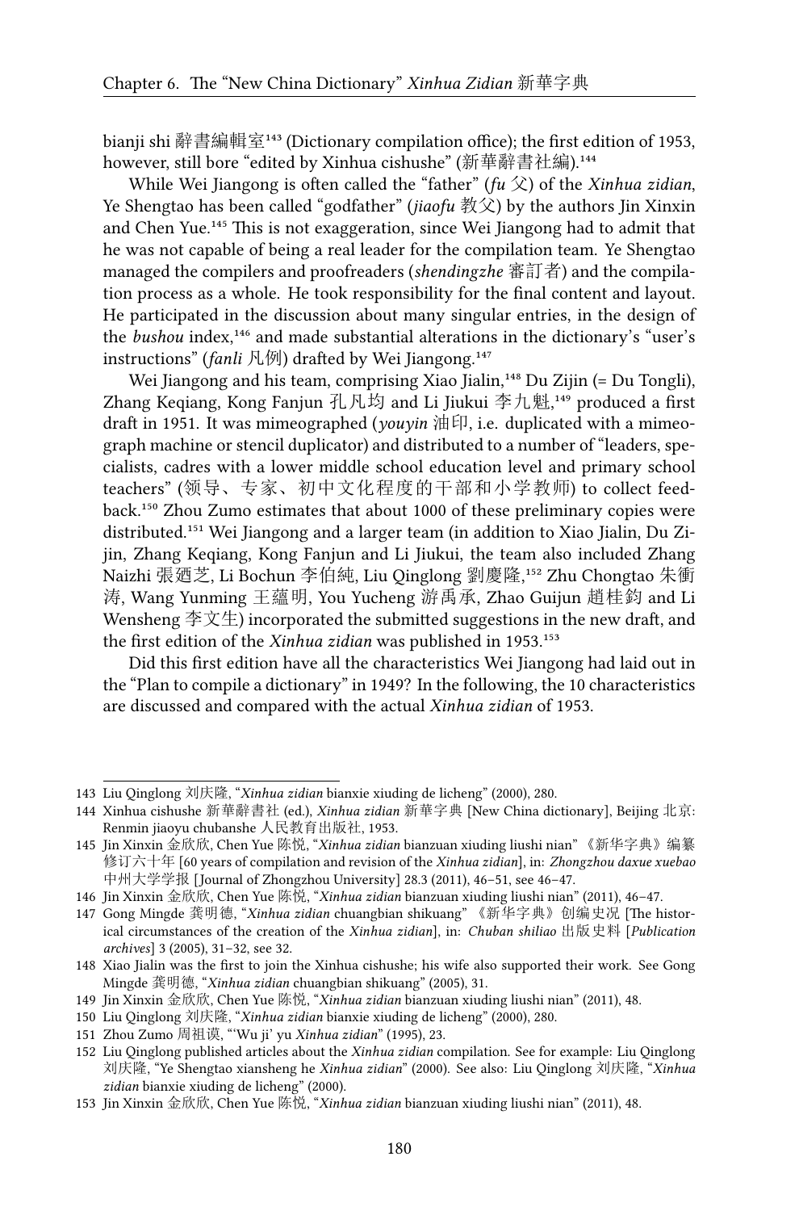bianji shi 辭書編輯室[143] (Dictionary compilation office); the first edition of 1953, however, still bore "edited by Xinhua cishushe" (新華辭書社編).[144]

While Wei Jiangong is often called the "father" (*fu* 父) of the *Xinhua zidian*, Ye Shengtao has been called "godfather" (*jiaofu* 教父) by the authors Jin Xinxin and Chen Yue.[145] This is not exaggeration, since Wei Jiangong had to admit that he was not capable of being a real leader for the compilation team. Ye Shengtao managed the compilers and proofreaders (*shendingzhe* 審訂者) and the compilation process as a whole. He took responsibility for the final content and layout. He participated in the discussion about many singular entries, in the design of the *bushou* index,[146] and made substantial alterations in the dictionary's "user's instructions" (*fanli* 凡例) drafted by Wei Jiangong.[147]

Wei Jiangong and his team, comprising Xiao Jialin,[148] Du Zijin (= Du Tongli), Zhang Keqiang, Kong Fanjun 孔凡均 and Li Jiukui 李九魁,[149] produced a first draft in 1951. It was mimeographed (*youyin* 油印, i.e. duplicated with a mimeograph machine or stencil duplicator) and distributed to a number of "leaders, specialists, cadres with a lower middle school education level and primary school teachers" (领导、专家、初中文化程度的干部和小学教师) to collect feedback.[150] Zhou Zumo estimates that about 1000 of these preliminary copies were distributed.[151] Wei Jiangong and a larger team (in addition to Xiao Jialin, Du Zijin, Zhang Keqiang, Kong Fanjun and Li Jiukui, the team also included Zhang Naizhi 張廼芝, Li Bochun 李伯純, Liu Qinglong 劉慶隆,[152] Zhu Chongtao 朱衝涛, Wang Yunming 王蘊明, You Yucheng 游禹承, Zhao Guijun 趙桂鈞 and Li Wensheng 李文生) incorporated the submitted suggestions in the new draft, and the first edition of the *Xinhua zidian* was published in 1953.[153]

Did this first edition have all the characteristics Wei Jiangong had laid out in the "Plan to compile a dictionary" in 1949? In the following, the 10 characteristics are discussed and compared with the actual *Xinhua zidian* of 1953.

---

143 Liu Qinglong 刘庆隆, "*Xinhua zidian* bianxie xiuding de licheng" (2000), 280.

144 Xinhua cishushe 新華辭書社 (ed.), *Xinhua zidian* 新華字典 [New China dictionary], Beijing 北京: Renmin jiaoyu chubanshe 人民教育出版社, 1953.

145 Jin Xinxin 金欣欣, Chen Yue 陈悦, "*Xinhua zidian* bianzuan xiuding liushi nian" 《新华字典》编纂修订六十年 [60 years of compilation and revision of the *Xinhua zidian*], in: *Zhongzhou daxue xuebao* 中州大学学报 [Journal of Zhongzhou University] 28.3 (2011), 46–51, see 46–47.

146 Jin Xinxin 金欣欣, Chen Yue 陈悦, "*Xinhua zidian* bianzuan xiuding liushi nian" (2011), 46–47.

147 Gong Mingde 龚明德, "*Xinhua zidian* chuangbian shikuang" 《新华字典》创编史况 [The historical circumstances of the creation of the *Xinhua zidian*], in: *Chuban shiliao* 出版史料 [*Publication archives*] 3 (2005), 31–32, see 32.

148 Xiao Jialin was the first to join the Xinhua cishushe; his wife also supported their work. See Gong Mingde 龚明德, "*Xinhua zidian* chuangbian shikuang" (2005), 31.

149 Jin Xinxin 金欣欣, Chen Yue 陈悦, "*Xinhua zidian* bianzuan xiuding liushi nian" (2011), 48.

150 Liu Qinglong 刘庆隆, "*Xinhua zidian* bianxie xiuding de licheng" (2000), 280.

151 Zhou Zumo 周祖谟, "'Wu ji' yu *Xinhua zidian*" (1995), 23.

152 Liu Qinglong published articles about the *Xinhua zidian* compilation. See for example: Liu Qinglong 刘庆隆, "Ye Shengtao xiansheng he *Xinhua zidian*" (2000). See also: Liu Qinglong 刘庆隆, "*Xinhua zidian* bianxie xiuding de licheng" (2000).

153 Jin Xinxin 金欣欣, Chen Yue 陈悦, "*Xinhua zidian* bianzuan xiuding liushi nian" (2011), 48.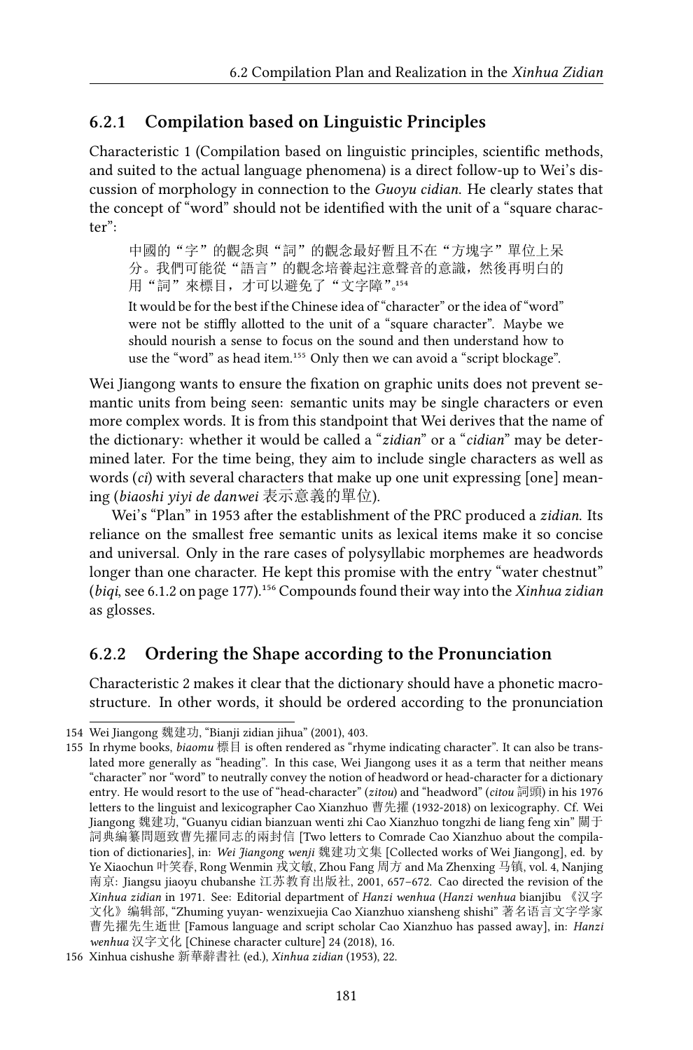### 6.2.1 Compilation based on Linguistic Principles

Characteristic 1 (Compilation based on linguistic principles, scientific methods, and suited to the actual language phenomena) is a direct follow-up to Wei's discussion of morphology in connection to the *Guoyu cidian*. He clearly states that the concept of "word" should not be identified with the unit of a "square character":

> 中國的"字"的觀念與"詞"的觀念最好暫且不在"方塊字"單位上呆分。我們可能從"語言"的觀念培養起注意聲音的意識，然後再明白的用"詞"來標目，才可以避免了"文字障"。[154]
>
> It would be for the best if the Chinese idea of "character" or the idea of "word" were not be stiffly allotted to the unit of a "square character". Maybe we should nourish a sense to focus on the sound and then understand how to use the "word" as head item.[155] Only then we can avoid a "script blockage".

Wei Jiangong wants to ensure the fixation on graphic units does not prevent semantic units from being seen: semantic units may be single characters or even more complex words. It is from this standpoint that Wei derives that the name of the dictionary: whether it would be called a "*zidian*" or a "*cidian*" may be determined later. For the time being, they aim to include single characters as well as words (*ci*) with several characters that make up one unit expressing [one] meaning (*biaoshi yiyi de danwei* 表示意義的單位).

Wei's "Plan" in 1953 after the establishment of the PRC produced a *zidian*. Its reliance on the smallest free semantic units as lexical items make it so concise and universal. Only in the rare cases of polysyllabic morphemes are headwords longer than one character. He kept this promise with the entry "water chestnut" (*biqi*, see 6.1.2 on page 177).[156] Compounds found their way into the *Xinhua zidian* as glosses.

### 6.2.2 Ordering the Shape according to the Pronunciation

Characteristic 2 makes it clear that the dictionary should have a phonetic macrostructure. In other words, it should be ordered according to the pronunciation

---

154 Wei Jiangong 魏建功, "Bianji zidian jihua" (2001), 403.

155 In rhyme books, *biaomu* 標目 is often rendered as "rhyme indicating character". It can also be translated more generally as "heading". In this case, Wei Jiangong uses it as a term that neither means "character" nor "word" to neutrally convey the notion of headword or head-character for a dictionary entry. He would resort to the use of "head-character" (*zitou*) and "headword" (*citou* 詞頭) in his 1976 letters to the linguist and lexicographer Cao Xianzhuo 曹先擢 (1932-2018) on lexicography. Cf. Wei Jiangong 魏建功, "Guanyu cidian bianzuan wenti zhi Cao Xianzhuo tongzhi de liang feng xin" 關于詞典編纂問題致曹先擢同志的兩封信 [Two letters to Comrade Cao Xianzhuo about the compilation of dictionaries], in: *Wei Jiangong wenji* 魏建功文集 [Collected works of Wei Jiangong], ed. by Ye Xiaochun 叶笑春, Rong Wenmin 戎文敏, Zhou Fang 周方 and Ma Zhenxing 马镇, vol. 4, Nanjing 南京: Jiangsu jiaoyu chubanshe 江苏教育出版社, 2001, 657–672. Cao directed the revision of the *Xinhua zidian* in 1971. See: Editorial department of *Hanzi wenhua* (*Hanzi wenhua* bianjibu 《汉字文化》编辑部, "Zhuming yuyan- wenzixuejia Cao Xianzhuo xiansheng shishi" 著名语言文字学家曹先擢先生逝世 [Famous language and script scholar Cao Xianzhuo has passed away], in: *Hanzi wenhua* 汉字文化 [Chinese character culture] 24 (2018), 16.

156 Xinhua cishushe 新華辭書社 (ed.), *Xinhua zidian* (1953), 22.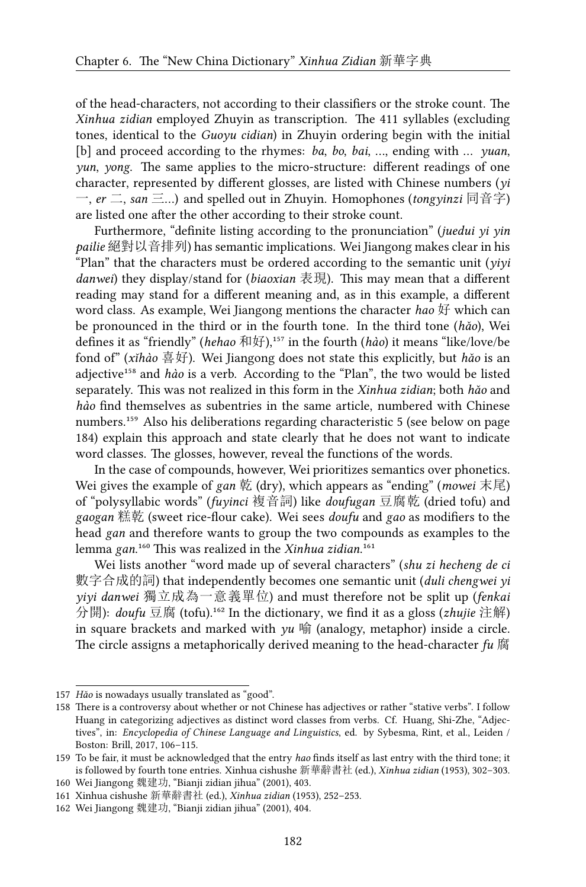of the head-characters, not according to their classifiers or the stroke count. The *Xinhua zidian* employed Zhuyin as transcription. The 411 syllables (excluding tones, identical to the *Guoyu cidian*) in Zhuyin ordering begin with the initial [b] and proceed according to the rhymes: *ba*, *bo*, *bai*, …, ending with … *yuan*, *yun*, *yong*. The same applies to the micro-structure: different readings of one character, represented by different glosses, are listed with Chinese numbers (*yi* 一, *er* 二, *san* 三…) and spelled out in Zhuyin. Homophones (*tongyinzi* 同音字) are listed one after the other according to their stroke count.

Furthermore, "definite listing according to the pronunciation" (*juedui yi yin pailie* 絕對以音排列) has semantic implications. Wei Jiangong makes clear in his "Plan" that the characters must be ordered according to the semantic unit (*yiyi danwei*) they display/stand for (*biaoxian* 表現). This may mean that a different reading may stand for a different meaning and, as in this example, a different word class. As example, Wei Jiangong mentions the character *hao* 好 which can be pronounced in the third or in the fourth tone. In the third tone (*hǎo*), Wei defines it as "friendly" (*hehao* 和好),[157] in the fourth (*hào*) it means "like/love/be fond of" (*xǐhào* 喜好). Wei Jiangong does not state this explicitly, but *hǎo* is an adjective[158] and *hào* is a verb. According to the "Plan", the two would be listed separately. This was not realized in this form in the *Xinhua zidian*; both *hǎo* and *hào* find themselves as subentries in the same article, numbered with Chinese numbers.[159] Also his deliberations regarding characteristic 5 (see below on page 184) explain this approach and state clearly that he does not want to indicate word classes. The glosses, however, reveal the functions of the words.

In the case of compounds, however, Wei prioritizes semantics over phonetics. Wei gives the example of *gan* 乾 (dry), which appears as "ending" (*mowei* 末尾) of "polysyllabic words" (*fuyinci* 複音詞) like *doufugan* 豆腐乾 (dried tofu) and *gaogan* 糕乾 (sweet rice-flour cake). Wei sees *doufu* and *gao* as modifiers to the head *gan* and therefore wants to group the two compounds as examples to the lemma *gan*.[160] This was realized in the *Xinhua zidian*.[161]

Wei lists another "word made up of several characters" (*shu zi hecheng de ci* 數字合成的詞) that independently becomes one semantic unit (*duli chengwei yi yiyi danwei* 獨立成為一意義單位) and must therefore not be split up (*fenkai* 分開): *doufu* 豆腐 (tofu).[162] In the dictionary, we find it as a gloss (*zhujie* 注解) in square brackets and marked with *yu* 喻 (analogy, metaphor) inside a circle. The circle assigns a metaphorically derived meaning to the head-character *fu* 腐

---

157 *Hǎo* is nowadays usually translated as "good".

158 There is a controversy about whether or not Chinese has adjectives or rather "stative verbs". I follow Huang in categorizing adjectives as distinct word classes from verbs. Cf. Huang, Shi-Zhe, "Adjectives", in: *Encyclopedia of Chinese Language and Linguistics*, ed. by Sybesma, Rint, et al., Leiden / Boston: Brill, 2017, 106–115.

159 To be fair, it must be acknowledged that the entry *hao* finds itself as last entry with the third tone; it is followed by fourth tone entries. Xinhua cishushe 新華辭書社 (ed.), *Xinhua zidian* (1953), 302–303.

160 Wei Jiangong 魏建功, "Bianji zidian jihua" (2001), 403.

161 Xinhua cishushe 新華辭書社 (ed.), *Xinhua zidian* (1953), 252–253.

162 Wei Jiangong 魏建功, "Bianji zidian jihua" (2001), 404.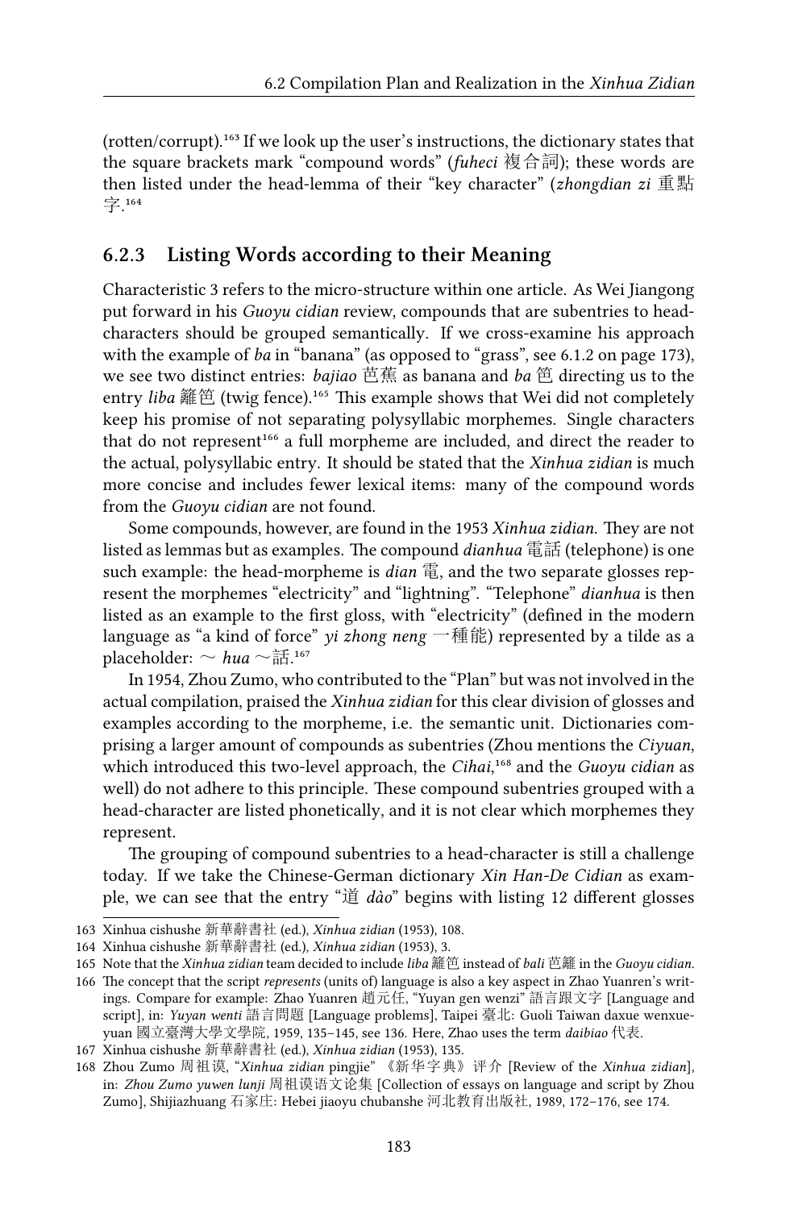(rotten/corrupt).[163] If we look up the user's instructions, the dictionary states that the square brackets mark "compound words" (*fuheci* 複合詞); these words are then listed under the head-lemma of their "key character" (*zhongdian zi* 重點字.[164]

### 6.2.3 Listing Words according to their Meaning

Characteristic 3 refers to the micro-structure within one article. As Wei Jiangong put forward in his *Guoyu cidian* review, compounds that are subentries to head-characters should be grouped semantically. If we cross-examine his approach with the example of *ba* in "banana" (as opposed to "grass", see 6.1.2 on page 173), we see two distinct entries: *bajiao* 芭蕉 as banana and *ba* 笆 directing us to the entry *liba* 籬笆 (twig fence).[165] This example shows that Wei did not completely keep his promise of not separating polysyllabic morphemes. Single characters that do not represent[166] a full morpheme are included, and direct the reader to the actual, polysyllabic entry. It should be stated that the *Xinhua zidian* is much more concise and includes fewer lexical items: many of the compound words from the *Guoyu cidian* are not found.

Some compounds, however, are found in the 1953 *Xinhua zidian*. They are not listed as lemmas but as examples. The compound *dianhua* 電話 (telephone) is one such example: the head-morpheme is *dian* 電, and the two separate glosses represent the morphemes "electricity" and "lightning". "Telephone" *dianhua* is then listed as an example to the first gloss, with "electricity" (defined in the modern language as "a kind of force" *yi zhong neng* 一種能) represented by a tilde as a placeholder: ～ *hua* ～話.[167]

In 1954, Zhou Zumo, who contributed to the "Plan" but was not involved in the actual compilation, praised the *Xinhua zidian* for this clear division of glosses and examples according to the morpheme, i.e. the semantic unit. Dictionaries comprising a larger amount of compounds as subentries (Zhou mentions the *Ciyuan*, which introduced this two-level approach, the *Cihai*,[168] and the *Guoyu cidian* as well) do not adhere to this principle. These compound subentries grouped with a head-character are listed phonetically, and it is not clear which morphemes they represent.

The grouping of compound subentries to a head-character is still a challenge today. If we take the Chinese-German dictionary *Xin Han-De Cidian* as example, we can see that the entry "道 *dào*" begins with listing 12 different glosses

---

163 Xinhua cishushe 新華辭書社 (ed.), *Xinhua zidian* (1953), 108.

164 Xinhua cishushe 新華辭書社 (ed.), *Xinhua zidian* (1953), 3.

165 Note that the *Xinhua zidian* team decided to include *liba* 籬笆 instead of *bali* 笆籬 in the *Guoyu cidian*.

166 The concept that the script *represents* (units of) language is also a key aspect in Zhao Yuanren's writings. Compare for example: Zhao Yuanren 趙元任, "Yuyan gen wenzi" 語言跟文字 [Language and script], in: *Yuyan wenti* 語言問題 [Language problems], Taipei 臺北: Guoli Taiwan daxue wenxueyuan 國立臺灣大學文學院, 1959, 135–145, see 136. Here, Zhao uses the term *daibiao* 代表.

167 Xinhua cishushe 新華辭書社 (ed.), *Xinhua zidian* (1953), 135.

168 Zhou Zumo 周祖谟, "*Xinhua zidian* pingjie" 《新华字典》评介 [Review of the *Xinhua zidian*], in: *Zhou Zumo yuwen lunji* 周祖谟语文论集 [Collection of essays on language and script by Zhou Zumo], Shijiazhuang 石家庄: Hebei jiaoyu chubanshe 河北教育出版社, 1989, 172–176, see 174.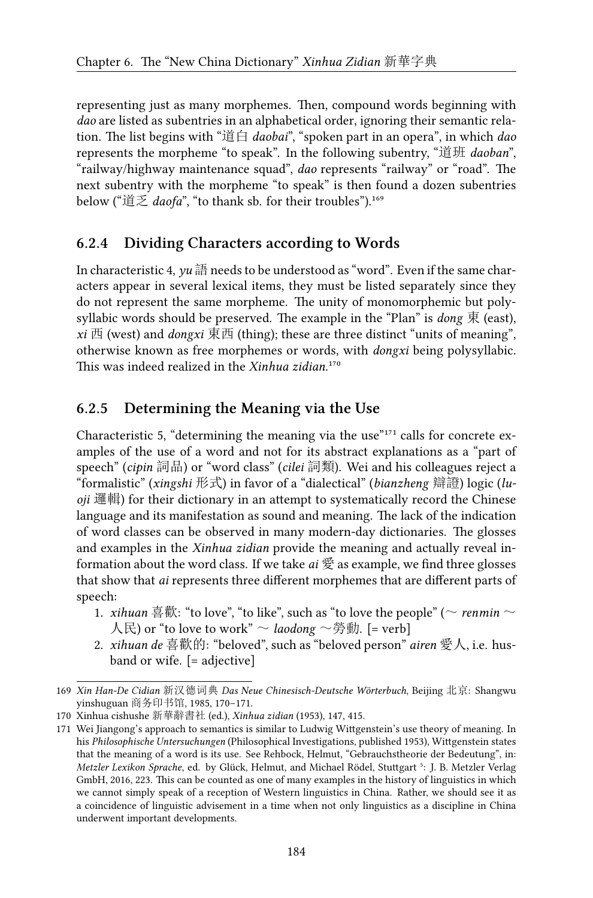representing just as many morphemes. Then, compound words beginning with *dao* are listed as subentries in an alphabetical order, ignoring their semantic relation. The list begins with "道白 *daobai*", "spoken part in an opera", in which *dao* represents the morpheme "to speak". In the following subentry, "道班 *daoban*", "railway/highway maintenance squad", *dao* represents "railway" or "road". The next subentry with the morpheme "to speak" is then found a dozen subentries below ("道乏 *daofa*", "to thank sb. for their troubles").[169]

### 6.2.4 Dividing Characters according to Words

In characteristic 4, *yu* 語 needs to be understood as "word". Even if the same characters appear in several lexical items, they must be listed separately since they do not represent the same morpheme. The unity of monomorphemic but polysyllabic words should be preserved. The example in the "Plan" is *dong* 東 (east), *xi* 西 (west) and *dongxi* 東西 (thing); these are three distinct "units of meaning", otherwise known as free morphemes or words, with *dongxi* being polysyllabic. This was indeed realized in the *Xinhua zidian*.[170]

### 6.2.5 Determining the Meaning via the Use

Characteristic 5, "determining the meaning via the use"[171] calls for concrete examples of the use of a word and not for its abstract explanations as a "part of speech" (*cipin* 詞品) or "word class" (*cilei* 詞類). Wei and his colleagues reject a "formalistic" (*xingshi* 形式) in favor of a "dialectical" (*bianzheng* 辯證) logic (*luoji* 邏輯) for their dictionary in an attempt to systematically record the Chinese language and its manifestation as sound and meaning. The lack of the indication of word classes can be observed in many modern-day dictionaries. The glosses and examples in the *Xinhua zidian* provide the meaning and actually reveal information about the word class. If we take *ai* 愛 as example, we find three glosses that show that *ai* represents three different morphemes that are different parts of speech:

1. *xihuan* 喜歡: "to love", "to like", such as "to love the people" (～ *renmin* ～人民) or "to love to work" ～ *laodong* ～勞動. [= verb]
2. *xihuan de* 喜歡的: "beloved", such as "beloved person" *airen* 愛人, i.e. husband or wife. [= adjective]

---

169 *Xin Han-De Cidian* 新汉德词典 *Das Neue Chinesisch-Deutsche Wörterbuch*, Beijing 北京: Shangwu yinshuguan 商务印书馆, 1985, 170–171.

170 Xinhua cishushe 新華辭書社 (ed.), *Xinhua zidian* (1953), 147, 415.

171 Wei Jiangong's approach to semantics is similar to Ludwig Wittgenstein's use theory of meaning. In his *Philosophische Untersuchungen* (Philosophical Investigations, published 1953), Wittgenstein states that the meaning of a word is its use. See Rehbock, Helmut, "Gebrauchstheorie der Bedeutung", in: *Metzler Lexikon Sprache*, ed. by Glück, Helmut, and Michael Rödel, Stuttgart [5]: J. B. Metzler Verlag GmbH, 2016, 223. This can be counted as one of many examples in the history of linguistics in which we cannot simply speak of a reception of Western linguistics in China. Rather, we should see it as a coincidence of linguistic advisement in a time when not only linguistics as a discipline in China underwent important developments.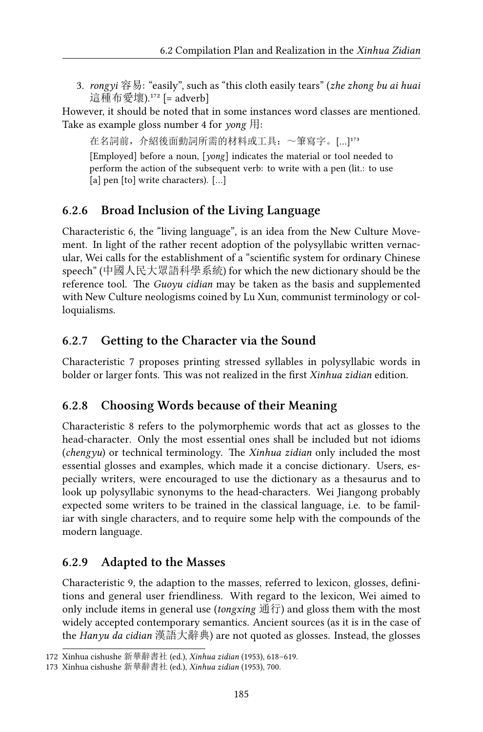3. *rongyi* 容易: “easily”, such as “this cloth easily tears” (*zhe zhong bu ai huai* 這種布愛壞).[172] [= adverb]

However, it should be noted that in some instances word classes are mentioned. Take as example gloss number 4 for *yong* 用:

> 在名詞前，介紹後面動詞所需的材料或工具：～筆寫字。[...][173]
>
> [Employed] before a noun, [*yong*] indicates the material or tool needed to perform the action of the subsequent verb: to write with a pen (lit.: to use [a] pen [to] write characters). [...]

### 6.2.6 Broad Inclusion of the Living Language

Characteristic 6, the “living language”, is an idea from the New Culture Movement. In light of the rather recent adoption of the polysyllabic written vernacular, Wei calls for the establishment of a “scientific system for ordinary Chinese speech” (中國人民大眾語科學系統) for which the new dictionary should be the reference tool. The *Guoyu cidian* may be taken as the basis and supplemented with New Culture neologisms coined by Lu Xun, communist terminology or colloquialisms.

### 6.2.7 Getting to the Character via the Sound

Characteristic 7 proposes printing stressed syllables in polysyllabic words in bolder or larger fonts. This was not realized in the first *Xinhua zidian* edition.

### 6.2.8 Choosing Words because of their Meaning

Characteristic 8 refers to the polymorphemic words that act as glosses to the head-character. Only the most essential ones shall be included but not idioms (*chengyu*) or technical terminology. The *Xinhua zidian* only included the most essential glosses and examples, which made it a concise dictionary. Users, especially writers, were encouraged to use the dictionary as a thesaurus and to look up polysyllabic synonyms to the head-characters. Wei Jiangong probably expected some writers to be trained in the classical language, i.e. to be familiar with single characters, and to require some help with the compounds of the modern language.

### 6.2.9 Adapted to the Masses

Characteristic 9, the adaption to the masses, referred to lexicon, glosses, definitions and general user friendliness. With regard to the lexicon, Wei aimed to only include items in general use (*tongxing* 通行) and gloss them with the most widely accepted contemporary semantics. Ancient sources (as it is in the case of the *Hanyu da cidian* 漢語大辭典) are not quoted as glosses. Instead, the glosses

---

172 Xinhua cishushe 新華辭書社 (ed.), *Xinhua zidian* (1953), 618–619.

173 Xinhua cishushe 新華辭書社 (ed.), *Xinhua zidian* (1953), 700.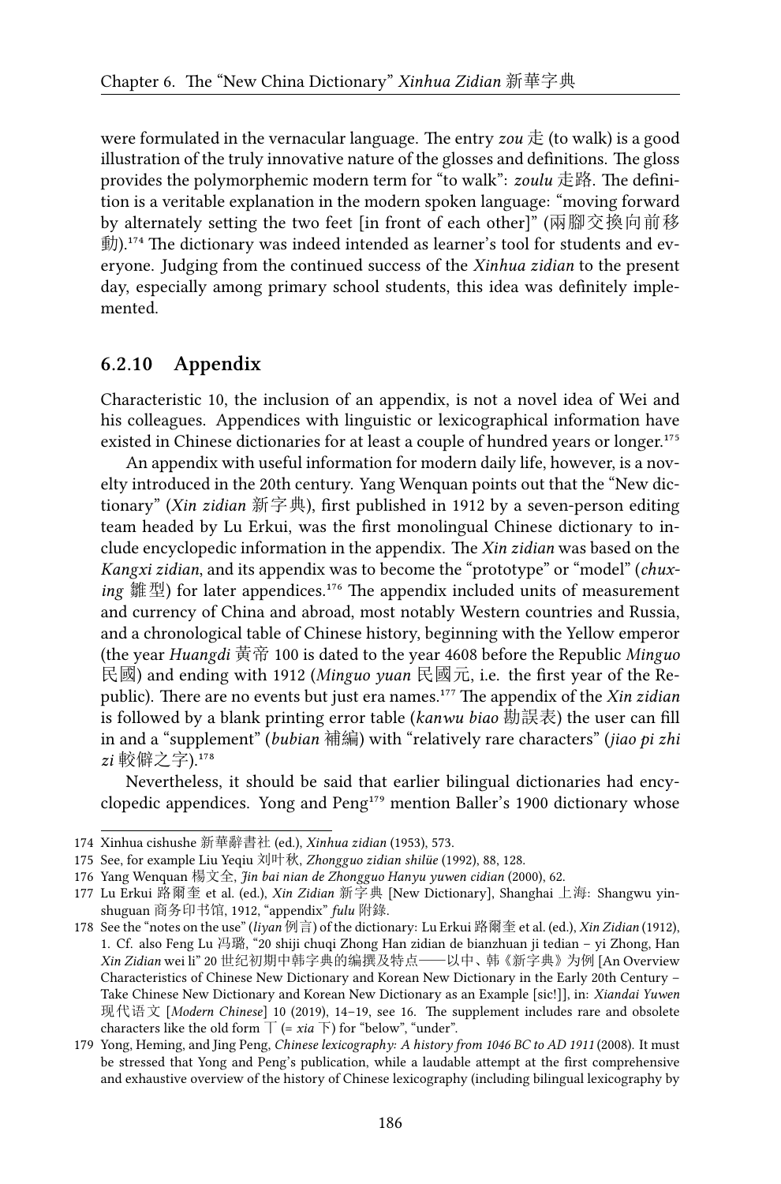were formulated in the vernacular language. The entry *zou* 走 (to walk) is a good illustration of the truly innovative nature of the glosses and definitions. The gloss provides the polymorphemic modern term for "to walk": *zoulu* 走路. The definition is a veritable explanation in the modern spoken language: "moving forward by alternately setting the two feet [in front of each other]" (兩腳交換向前移動).[174] The dictionary was indeed intended as learner's tool for students and everyone. Judging from the continued success of the *Xinhua zidian* to the present day, especially among primary school students, this idea was definitely implemented.

### 6.2.10 Appendix

Characteristic 10, the inclusion of an appendix, is not a novel idea of Wei and his colleagues. Appendices with linguistic or lexicographical information have existed in Chinese dictionaries for at least a couple of hundred years or longer.[175]

An appendix with useful information for modern daily life, however, is a novelty introduced in the 20th century. Yang Wenquan points out that the "New dictionary" (*Xin zidian* 新字典), first published in 1912 by a seven-person editing team headed by Lu Erkui, was the first monolingual Chinese dictionary to include encyclopedic information in the appendix. The *Xin zidian* was based on the *Kangxi zidian*, and its appendix was to become the "prototype" or "model" (*chuxing* 雛型) for later appendices.[176] The appendix included units of measurement and currency of China and abroad, most notably Western countries and Russia, and a chronological table of Chinese history, beginning with the Yellow emperor (the year *Huangdi* 黃帝 100 is dated to the year 4608 before the Republic *Minguo* 民國) and ending with 1912 (*Minguo yuan* 民國元, i.e. the first year of the Republic). There are no events but just era names.[177] The appendix of the *Xin zidian* is followed by a blank printing error table (*kanwu biao* 勘誤表) the user can fill in and a "supplement" (*bubian* 補編) with "relatively rare characters" (*jiao pi zhi zi* 較僻之字).[178]

Nevertheless, it should be said that earlier bilingual dictionaries had encyclopedic appendices. Yong and Peng[179] mention Baller's 1900 dictionary whose

---

174 Xinhua cishushe 新華辭書社 (ed.), *Xinhua zidian* (1953), 573.

175 See, for example Liu Yeqiu 刘叶秋, *Zhongguo zidian shilüe* (1992), 88, 128.

176 Yang Wenquan 楊文全, *Jin bai nian de Zhongguo Hanyu yuwen cidian* (2000), 62.

177 Lu Erkui 路爾奎 et al. (ed.), *Xin Zidian* 新字典 [New Dictionary], Shanghai 上海: Shangwu yinshuguan 商务印书馆, 1912, "appendix" *fulu* 附錄.

178 See the "notes on the use" (*liyan* 例言) of the dictionary: Lu Erkui 路爾奎 et al. (ed.), *Xin Zidian* (1912), 1. Cf. also Feng Lu 冯璐, "20 shiji chuqi Zhong Han zidian de bianzhuan ji tedian – yi Zhong, Han *Xin Zidian* wei li" 20 世纪初期中韩字典的编撰及特点——以中、韩《新字典》为例 [An Overview Characteristics of Chinese New Dictionary and Korean New Dictionary in the Early 20th Century – Take Chinese New Dictionary and Korean New Dictionary as an Example [sic!]], in: *Xiandai Yuwen* 现代语文 [*Modern Chinese*] 10 (2019), 14–19, see 16. The supplement includes rare and obsolete characters like the old form 丅 (= *xia* 下) for "below", "under".

179 Yong, Heming, and Jing Peng, *Chinese lexicography: A history from 1046 BC to AD 1911* (2008). It must be stressed that Yong and Peng's publication, while a laudable attempt at the first comprehensive and exhaustive overview of the history of Chinese lexicography (including bilingual lexicography by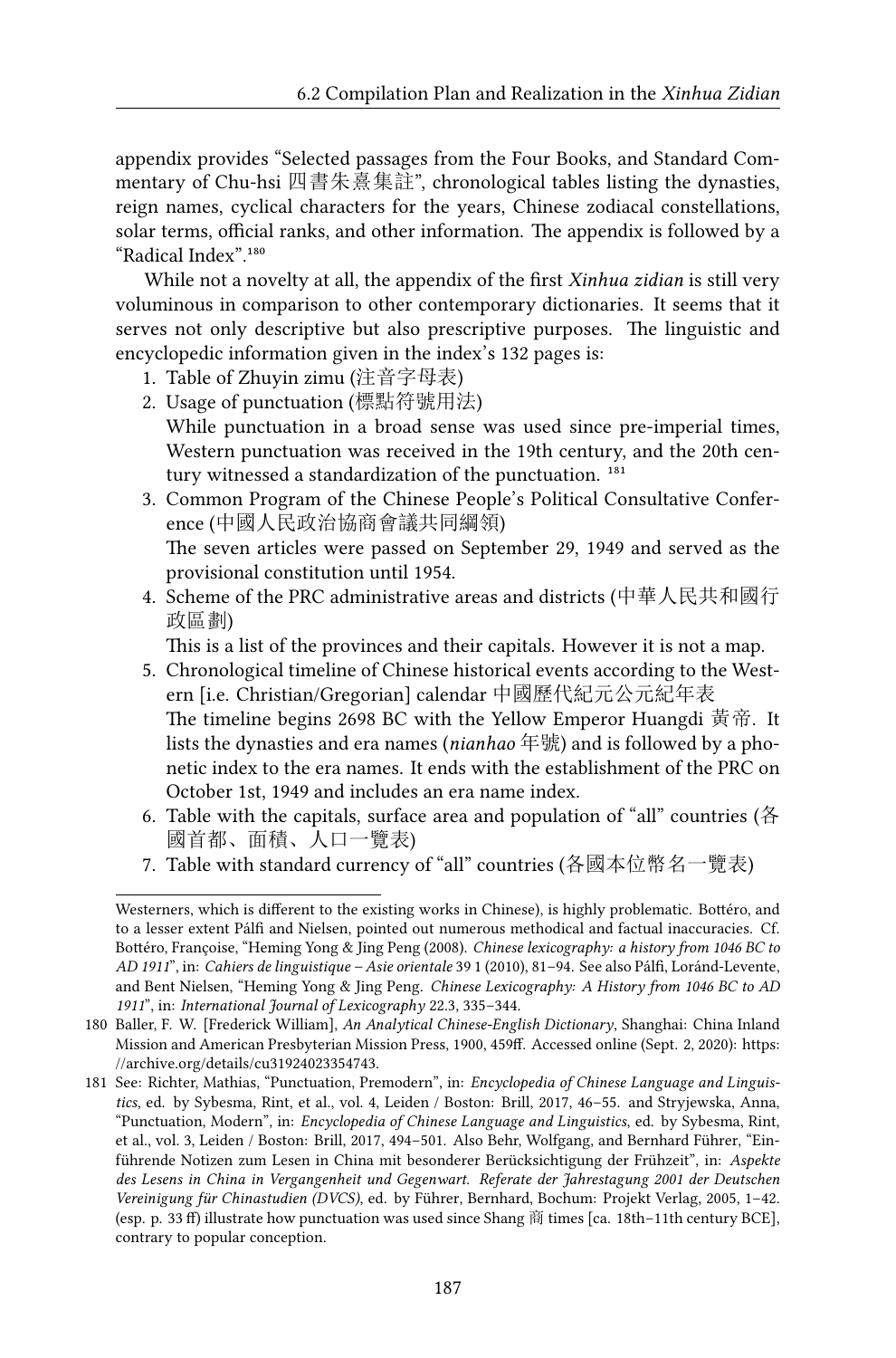appendix provides "Selected passages from the Four Books, and Standard Commentary of Chu-hsi 四書朱熹集註", chronological tables listing the dynasties, reign names, cyclical characters for the years, Chinese zodiacal constellations, solar terms, official ranks, and other information. The appendix is followed by a "Radical Index".[180]

While not a novelty at all, the appendix of the first *Xinhua zidian* is still very voluminous in comparison to other contemporary dictionaries. It seems that it serves not only descriptive but also prescriptive purposes. The linguistic and encyclopedic information given in the index's 132 pages is:

1. Table of Zhuyin zimu (注音字母表)
2. Usage of punctuation (標點符號用法)
   While punctuation in a broad sense was used since pre-imperial times, Western punctuation was received in the 19th century, and the 20th century witnessed a standardization of the punctuation. [181]
3. Common Program of the Chinese People's Political Consultative Conference (中國人民政治協商會議共同綱領)
   The seven articles were passed on September 29, 1949 and served as the provisional constitution until 1954.
4. Scheme of the PRC administrative areas and districts (中華人民共和國行政區劃)
   This is a list of the provinces and their capitals. However it is not a map.
5. Chronological timeline of Chinese historical events according to the Western [i.e. Christian/Gregorian] calendar 中國歷代紀元公元紀年表
   The timeline begins 2698 BC with the Yellow Emperor Huangdi 黄帝. It lists the dynasties and era names (*nianhao* 年號) and is followed by a phonetic index to the era names. It ends with the establishment of the PRC on October 1st, 1949 and includes an era name index.
6. Table with the capitals, surface area and population of "all" countries (各國首都、面積、人口一覽表)
7. Table with standard currency of "all" countries (各國本位幣名一覽表)

---

Westerners, which is different to the existing works in Chinese), is highly problematic. Bottéro, and to a lesser extent Pálfi and Nielsen, pointed out numerous methodical and factual inaccuracies. Cf. Bottéro, Françoise, "Heming Yong & Jing Peng (2008). *Chinese lexicography: a history from 1046 BC to AD 1911*", in: *Cahiers de linguistique – Asie orientale* 39 1 (2010), 81–94. See also Pálfi, Loránd-Levente, and Bent Nielsen, "Heming Yong & Jing Peng. *Chinese Lexicography: A History from 1046 BC to AD 1911*", in: *International Journal of Lexicography* 22.3, 335–344.

180 Baller, F. W. [Frederick William], *An Analytical Chinese-English Dictionary*, Shanghai: China Inland Mission and American Presbyterian Mission Press, 1900, 459ff. Accessed online (Sept. 2, 2020): https://archive.org/details/cu31924023354743.

181 See: Richter, Mathias, "Punctuation, Premodern", in: *Encyclopedia of Chinese Language and Linguistics*, ed. by Sybesma, Rint, et al., vol. 4, Leiden / Boston: Brill, 2017, 46–55. and Stryjewska, Anna, "Punctuation, Modern", in: *Encyclopedia of Chinese Language and Linguistics*, ed. by Sybesma, Rint, et al., vol. 3, Leiden / Boston: Brill, 2017, 494–501. Also Behr, Wolfgang, and Bernhard Führer, "Einführende Notizen zum Lesen in China mit besonderer Berücksichtigung der Frühzeit", in: *Aspekte des Lesens in China in Vergangenheit und Gegenwart. Referate der Jahrestagung 2001 der Deutschen Vereinigung für Chinastudien (DVCS)*, ed. by Führer, Bernhard, Bochum: Projekt Verlag, 2005, 1–42. (esp. p. 33 ff) illustrate how punctuation was used since Shang 商 times [ca. 18th–11th century BCE], contrary to popular conception.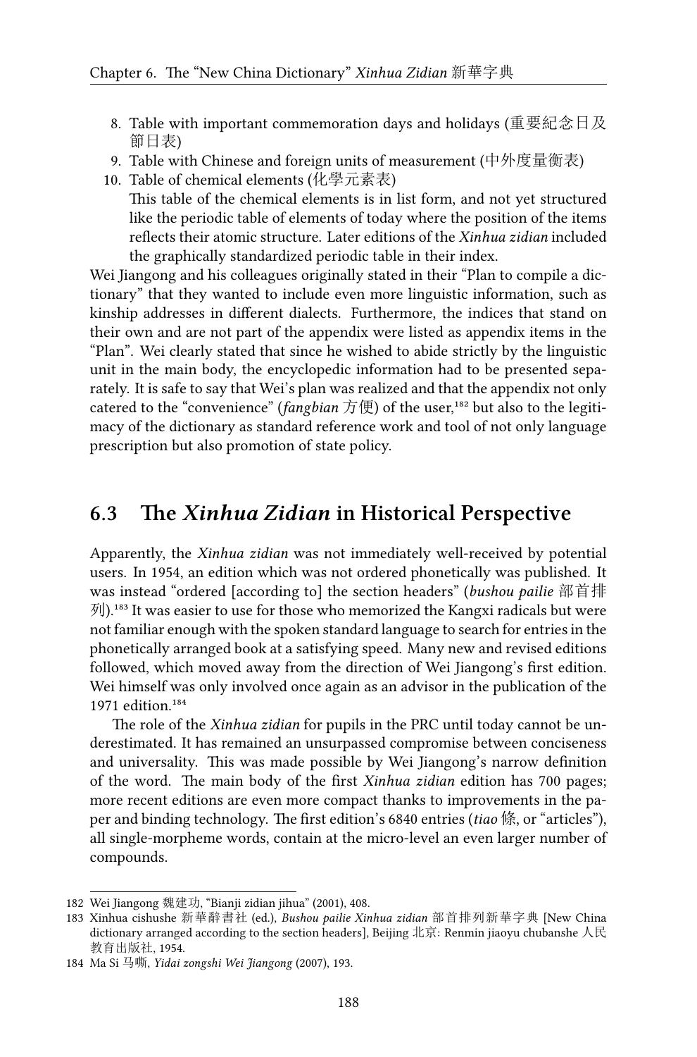8. Table with important commemoration days and holidays (重要紀念日及節日表)
9. Table with Chinese and foreign units of measurement (中外度量衡表)
10. Table of chemical elements (化學元素表)
    This table of the chemical elements is in list form, and not yet structured like the periodic table of elements of today where the position of the items reflects their atomic structure. Later editions of the *Xinhua zidian* included the graphically standardized periodic table in their index.

Wei Jiangong and his colleagues originally stated in their "Plan to compile a dictionary" that they wanted to include even more linguistic information, such as kinship addresses in different dialects. Furthermore, the indices that stand on their own and are not part of the appendix were listed as appendix items in the "Plan". Wei clearly stated that since he wished to abide strictly by the linguistic unit in the main body, the encyclopedic information had to be presented separately. It is safe to say that Wei's plan was realized and that the appendix not only catered to the "convenience" (*fangbian* 方便) of the user,[182] but also to the legitimacy of the dictionary as standard reference work and tool of not only language prescription but also promotion of state policy.

## 6.3 The *Xinhua Zidian* in Historical Perspective

Apparently, the *Xinhua zidian* was not immediately well-received by potential users. In 1954, an edition which was not ordered phonetically was published. It was instead "ordered [according to] the section headers" (*bushou pailie* 部首排列).[183] It was easier to use for those who memorized the Kangxi radicals but were not familiar enough with the spoken standard language to search for entries in the phonetically arranged book at a satisfying speed. Many new and revised editions followed, which moved away from the direction of Wei Jiangong's first edition. Wei himself was only involved once again as an advisor in the publication of the 1971 edition.[184]

The role of the *Xinhua zidian* for pupils in the PRC until today cannot be underestimated. It has remained an unsurpassed compromise between conciseness and universality. This was made possible by Wei Jiangong's narrow definition of the word. The main body of the first *Xinhua zidian* edition has 700 pages; more recent editions are even more compact thanks to improvements in the paper and binding technology. The first edition's 6840 entries (*tiao* 條, or "articles"), all single-morpheme words, contain at the micro-level an even larger number of compounds.

---

182 Wei Jiangong 魏建功, "Bianji zidian jihua" (2001), 408.

183 Xinhua cishushe 新華辭書社 (ed.), *Bushou pailie Xinhua zidian* 部首排列新華字典 [New China dictionary arranged according to the section headers], Beijing 北京: Renmin jiaoyu chubanshe 人民教育出版社, 1954.

184 Ma Si 马嘶, *Yidai zongshi Wei Jiangong* (2007), 193.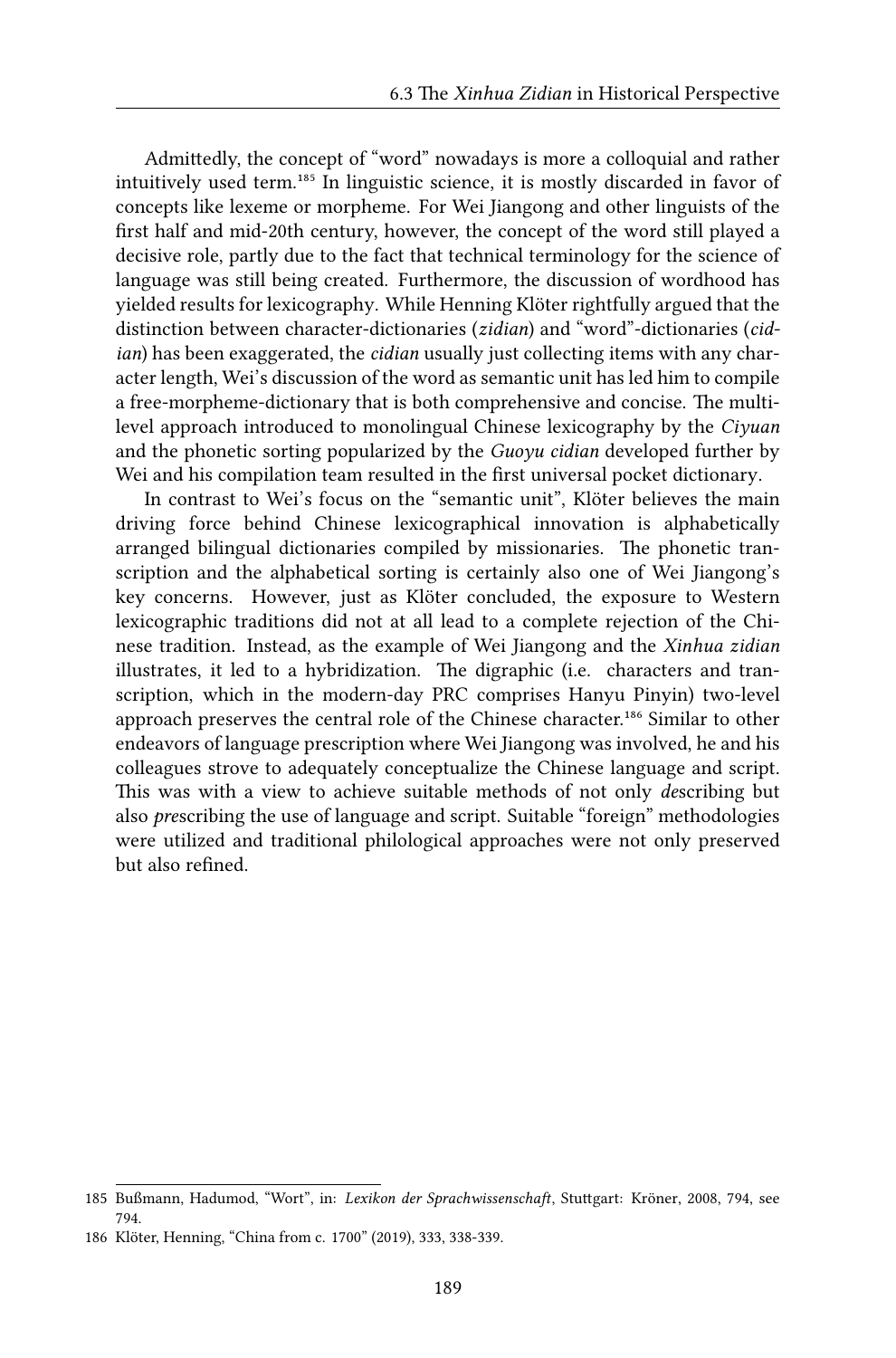Admittedly, the concept of "word" nowadays is more a colloquial and rather intuitively used term.[185] In linguistic science, it is mostly discarded in favor of concepts like lexeme or morpheme. For Wei Jiangong and other linguists of the first half and mid-20th century, however, the concept of the word still played a decisive role, partly due to the fact that technical terminology for the science of language was still being created. Furthermore, the discussion of wordhood has yielded results for lexicography. While Henning Klöter rightfully argued that the distinction between character-dictionaries (*zidian*) and "word"-dictionaries (*cidian*) has been exaggerated, the *cidian* usually just collecting items with any character length, Wei's discussion of the word as semantic unit has led him to compile a free-morpheme-dictionary that is both comprehensive and concise. The multilevel approach introduced to monolingual Chinese lexicography by the *Ciyuan* and the phonetic sorting popularized by the *Guoyu cidian* developed further by Wei and his compilation team resulted in the first universal pocket dictionary.

In contrast to Wei's focus on the "semantic unit", Klöter believes the main driving force behind Chinese lexicographical innovation is alphabetically arranged bilingual dictionaries compiled by missionaries. The phonetic transcription and the alphabetical sorting is certainly also one of Wei Jiangong's key concerns. However, just as Klöter concluded, the exposure to Western lexicographic traditions did not at all lead to a complete rejection of the Chinese tradition. Instead, as the example of Wei Jiangong and the *Xinhua zidian* illustrates, it led to a hybridization. The digraphic (i.e. characters and transcription, which in the modern-day PRC comprises Hanyu Pinyin) two-level approach preserves the central role of the Chinese character.[186] Similar to other endeavors of language prescription where Wei Jiangong was involved, he and his colleagues strove to adequately conceptualize the Chinese language and script. This was with a view to achieve suitable methods of not only *de*scribing but also *pre*scribing the use of language and script. Suitable "foreign" methodologies were utilized and traditional philological approaches were not only preserved but also refined.

---

185 Bußmann, Hadumod, "Wort", in: *Lexikon der Sprachwissenschaft*, Stuttgart: Kröner, 2008, 794, see 794.

186 Klöter, Henning, "China from c. 1700" (2019), 333, 338-339.